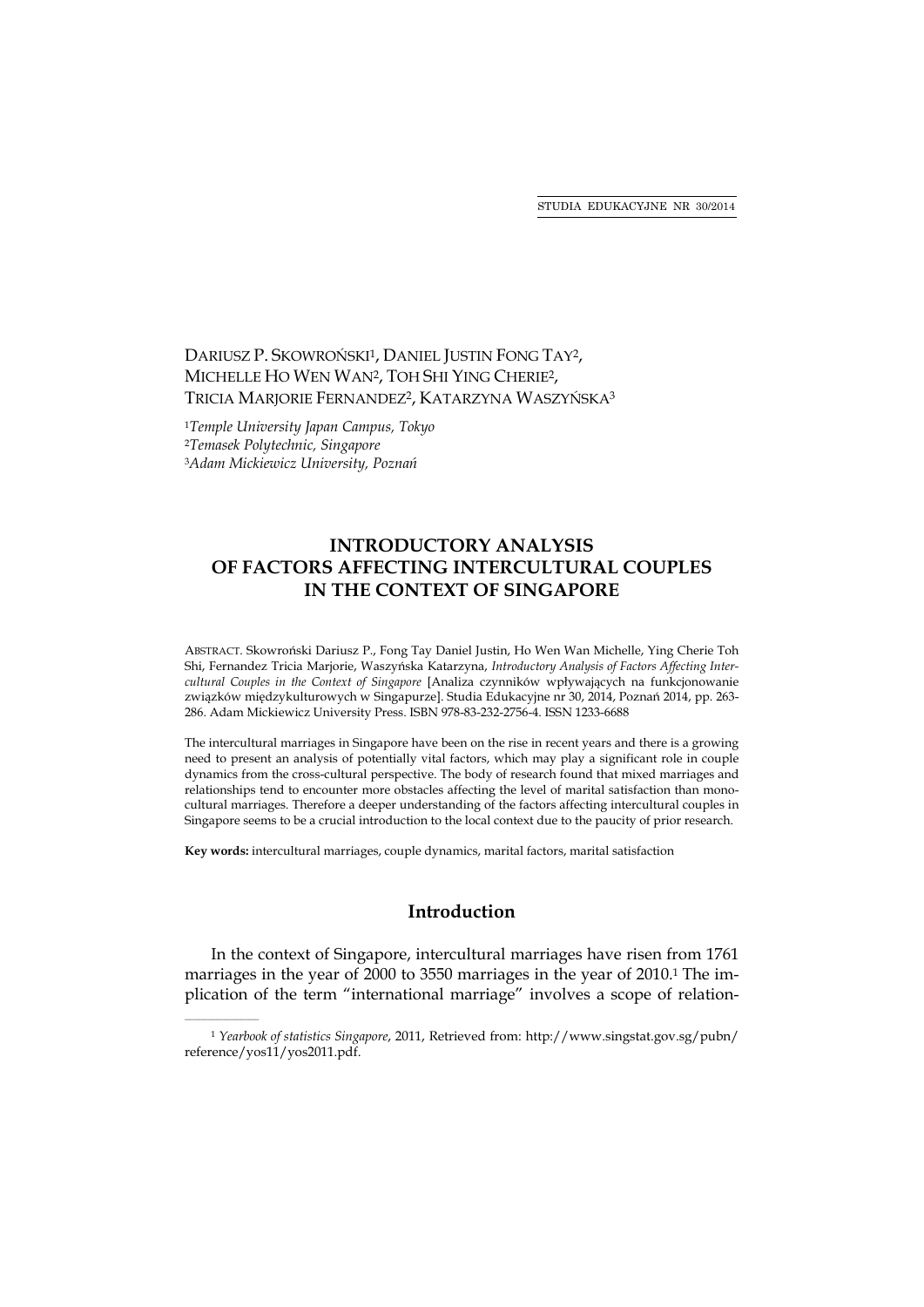Dariusz P. Skowroński[1], Daniel Justin Fong Tay[2], Michelle Ho Wen Wan[2], Toh Shi Ying Cherie[2], Tricia Marjorie Fernandez[2], Katarzyna Waszyńska[3]

[1]*Temple University Japan Campus, Tokyo*
[2]*Temasek Polytechnic, Singapore*
[3]*Adam Mickiewicz University, Poznań*

# INTRODUCTORY ANALYSIS OF FACTORS AFFECTING INTERCULTURAL COUPLES IN THE CONTEXT OF SINGAPORE

Abstract. Skowroński Dariusz P., Fong Tay Daniel Justin, Ho Wen Wan Michelle, Ying Cherie Toh Shi, Fernandez Tricia Marjorie, Waszyńska Katarzyna, *Introductory Analysis of Factors Affecting Intercultural Couples in the Context of Singapore* [Analiza czynników wpływających na funkcjonowanie związków międzykulturowych w Singapurze]. Studia Edukacyjne nr 30, 2014, Poznań 2014, pp. 263-286. Adam Mickiewicz University Press. ISBN 978-83-232-2756-4. ISSN 1233-6688

The intercultural marriages in Singapore have been on the rise in recent years and there is a growing need to present an analysis of potentially vital factors, which may play a significant role in couple dynamics from the cross-cultural perspective. The body of research found that mixed marriages and relationships tend to encounter more obstacles affecting the level of marital satisfaction than mono-cultural marriages. Therefore a deeper understanding of the factors affecting intercultural couples in Singapore seems to be a crucial introduction to the local context due to the paucity of prior research.

**Key words:** intercultural marriages, couple dynamics, marital factors, marital satisfaction

## Introduction

In the context of Singapore, intercultural marriages have risen from 1761 marriages in the year of 2000 to 3550 marriages in the year of 2010.[1] The implication of the term "international marriage" involves a scope of relation-

[1] *Yearbook of statistics Singapore*, 2011, Retrieved from: http://www.singstat.gov.sg/pubn/reference/yos11/yos2011.pdf.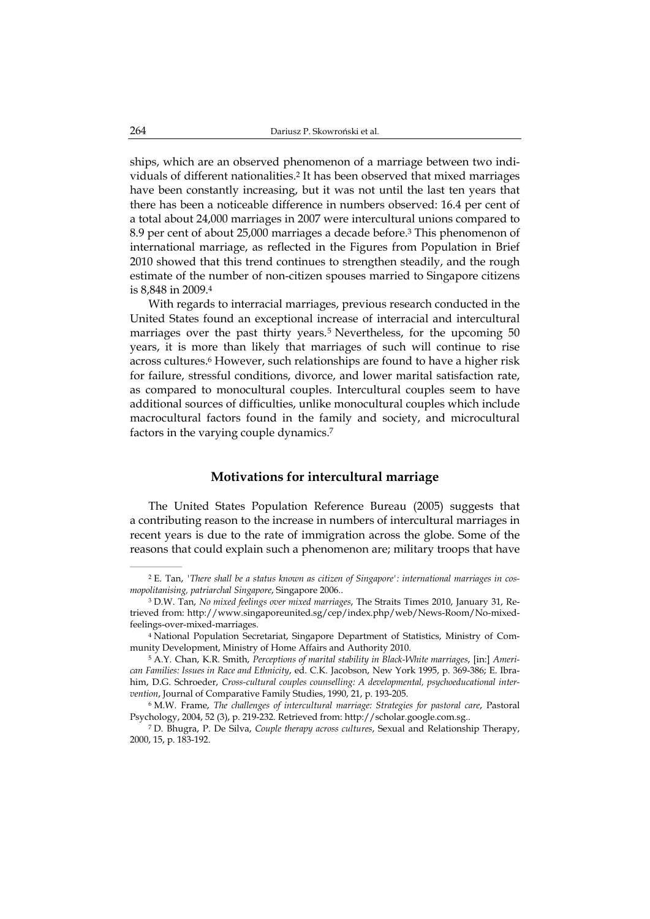ships, which are an observed phenomenon of a marriage between two individuals of different nationalities.[2] It has been observed that mixed marriages have been constantly increasing, but it was not until the last ten years that there has been a noticeable difference in numbers observed: 16.4 per cent of a total about 24,000 marriages in 2007 were intercultural unions compared to 8.9 per cent of about 25,000 marriages a decade before.[3] This phenomenon of international marriage, as reflected in the Figures from Population in Brief 2010 showed that this trend continues to strengthen steadily, and the rough estimate of the number of non-citizen spouses married to Singapore citizens is 8,848 in 2009.[4]

With regards to interracial marriages, previous research conducted in the United States found an exceptional increase of interracial and intercultural marriages over the past thirty years.[5] Nevertheless, for the upcoming 50 years, it is more than likely that marriages of such will continue to rise across cultures.[6] However, such relationships are found to have a higher risk for failure, stressful conditions, divorce, and lower marital satisfaction rate, as compared to monocultural couples. Intercultural couples seem to have additional sources of difficulties, unlike monocultural couples which include macrocultural factors found in the family and society, and microcultural factors in the varying couple dynamics.[7]

## Motivations for intercultural marriage

The United States Population Reference Bureau (2005) suggests that a contributing reason to the increase in numbers of intercultural marriages in recent years is due to the rate of immigration across the globe. Some of the reasons that could explain such a phenomenon are; military troops that have

---

[2] E. Tan, *'There shall be a status known as citizen of Singapore': international marriages in cosmopolitanising, patriarchal Singapore*, Singapore 2006..

[3] D.W. Tan, *No mixed feelings over mixed marriages*, The Straits Times 2010, January 31, Retrieved from: http://www.singaporeunited.sg/cep/index.php/web/News-Room/No-mixed-feelings-over-mixed-marriages.

[4] National Population Secretariat, Singapore Department of Statistics, Ministry of Community Development, Ministry of Home Affairs and Authority 2010.

[5] A.Y. Chan, K.R. Smith, *Perceptions of marital stability in Black-White marriages*, [in:] *American Families: Issues in Race and Ethnicity*, ed. C.K. Jacobson, New York 1995, p. 369-386; E. Ibrahim, D.G. Schroeder, *Cross-cultural couples counselling: A developmental, psychoeducational intervention*, Journal of Comparative Family Studies, 1990, 21, p. 193-205.

[6] M.W. Frame, *The challenges of intercultural marriage: Strategies for pastoral care*, Pastoral Psychology, 2004, 52 (3), p. 219-232. Retrieved from: http://scholar.google.com.sg..

[7] D. Bhugra, P. De Silva, *Couple therapy across cultures*, Sexual and Relationship Therapy, 2000, 15, p. 183-192.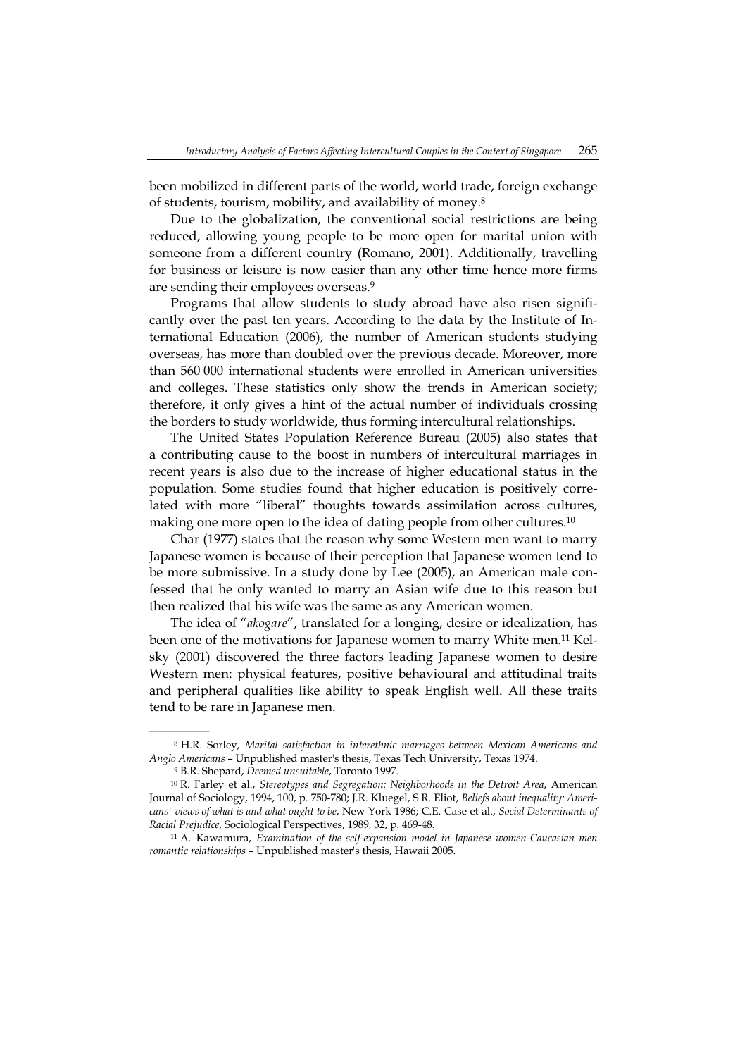been mobilized in different parts of the world, world trade, foreign exchange of students, tourism, mobility, and availability of money.[8]

Due to the globalization, the conventional social restrictions are being reduced, allowing young people to be more open for marital union with someone from a different country (Romano, 2001). Additionally, travelling for business or leisure is now easier than any other time hence more firms are sending their employees overseas.[9]

Programs that allow students to study abroad have also risen significantly over the past ten years. According to the data by the Institute of International Education (2006), the number of American students studying overseas, has more than doubled over the previous decade. Moreover, more than 560 000 international students were enrolled in American universities and colleges. These statistics only show the trends in American society; therefore, it only gives a hint of the actual number of individuals crossing the borders to study worldwide, thus forming intercultural relationships.

The United States Population Reference Bureau (2005) also states that a contributing cause to the boost in numbers of intercultural marriages in recent years is also due to the increase of higher educational status in the population. Some studies found that higher education is positively correlated with more "liberal" thoughts towards assimilation across cultures, making one more open to the idea of dating people from other cultures.[10]

Char (1977) states that the reason why some Western men want to marry Japanese women is because of their perception that Japanese women tend to be more submissive. In a study done by Lee (2005), an American male confessed that he only wanted to marry an Asian wife due to this reason but then realized that his wife was the same as any American women.

The idea of "*akogare*", translated for a longing, desire or idealization, has been one of the motivations for Japanese women to marry White men.[11] Kelsky (2001) discovered the three factors leading Japanese women to desire Western men: physical features, positive behavioural and attitudinal traits and peripheral qualities like ability to speak English well. All these traits tend to be rare in Japanese men.

---

[8] H.R. Sorley, *Marital satisfaction in interethnic marriages between Mexican Americans and Anglo Americans* – Unpublished master's thesis, Texas Tech University, Texas 1974.

[9] B.R. Shepard, *Deemed unsuitable*, Toronto 1997.

[10] R. Farley et al., *Stereotypes and Segregation: Neighborhoods in the Detroit Area*, American Journal of Sociology, 1994, 100, p. 750-780; J.R. Kluegel, S.R. Eliot, *Beliefs about inequality: Americans' views of what is and what ought to be*, New York 1986; C.E. Case et al., *Social Determinants of Racial Prejudice*, Sociological Perspectives, 1989, 32, p. 469-48.

[11] A. Kawamura, *Examination of the self-expansion model in Japanese women-Caucasian men romantic relationships* – Unpublished master's thesis, Hawaii 2005.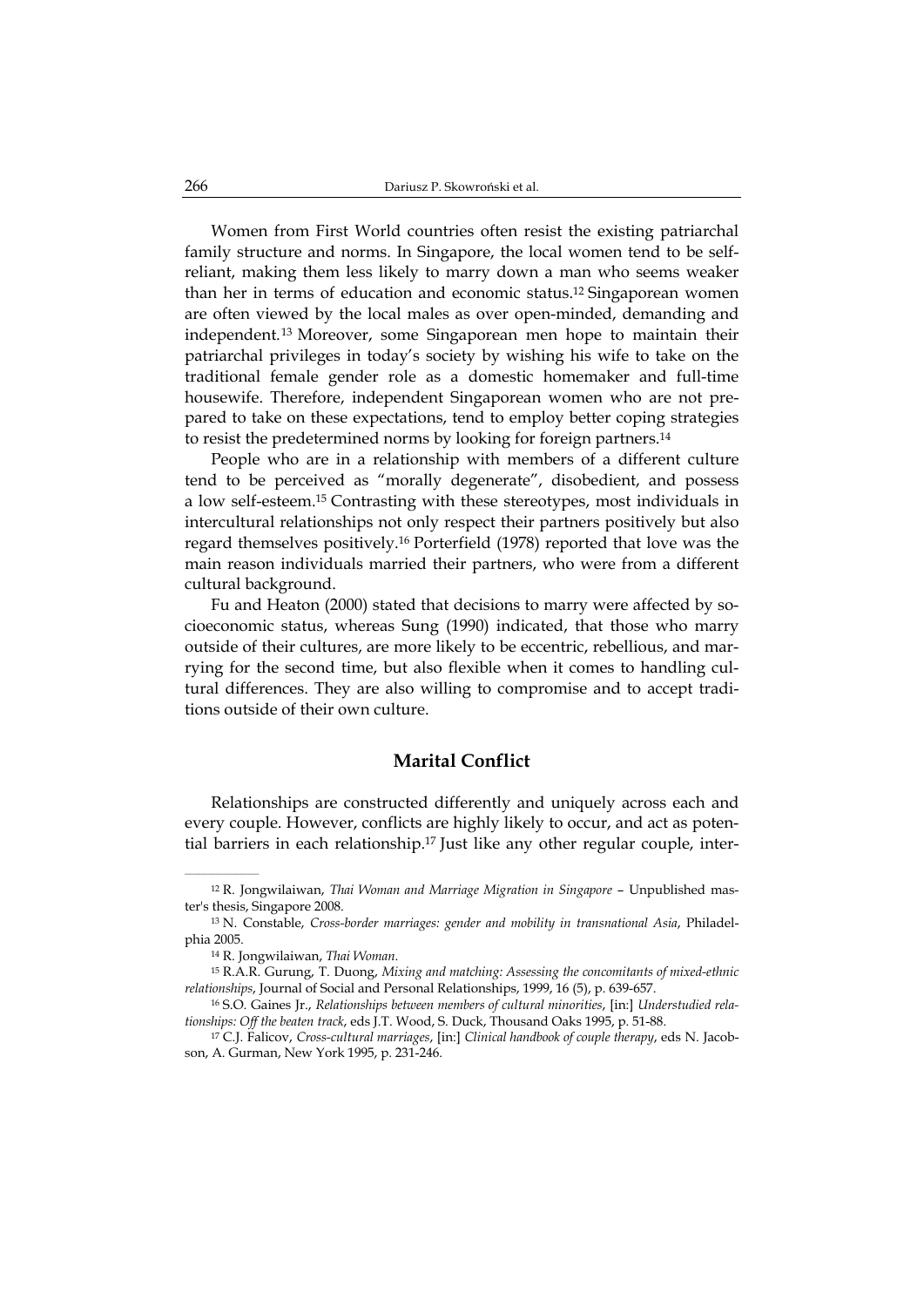Women from First World countries often resist the existing patriarchal family structure and norms. In Singapore, the local women tend to be self-reliant, making them less likely to marry down a man who seems weaker than her in terms of education and economic status.[12] Singaporean women are often viewed by the local males as over open-minded, demanding and independent.[13] Moreover, some Singaporean men hope to maintain their patriarchal privileges in today's society by wishing his wife to take on the traditional female gender role as a domestic homemaker and full-time housewife. Therefore, independent Singaporean women who are not prepared to take on these expectations, tend to employ better coping strategies to resist the predetermined norms by looking for foreign partners.[14]

People who are in a relationship with members of a different culture tend to be perceived as "morally degenerate", disobedient, and possess a low self-esteem.[15] Contrasting with these stereotypes, most individuals in intercultural relationships not only respect their partners positively but also regard themselves positively.[16] Porterfield (1978) reported that love was the main reason individuals married their partners, who were from a different cultural background.

Fu and Heaton (2000) stated that decisions to marry were affected by socioeconomic status, whereas Sung (1990) indicated, that those who marry outside of their cultures, are more likely to be eccentric, rebellious, and marrying for the second time, but also flexible when it comes to handling cultural differences. They are also willing to compromise and to accept traditions outside of their own culture.

## Marital Conflict

Relationships are constructed differently and uniquely across each and every couple. However, conflicts are highly likely to occur, and act as potential barriers in each relationship.[17] Just like any other regular couple, inter-

---

[12] R. Jongwilaiwan, *Thai Woman and Marriage Migration in Singapore* – Unpublished master's thesis, Singapore 2008.

[13] N. Constable, *Cross-border marriages: gender and mobility in transnational Asia*, Philadelphia 2005.

[14] R. Jongwilaiwan, *Thai Woman*.

[15] R.A.R. Gurung, T. Duong, *Mixing and matching: Assessing the concomitants of mixed-ethnic relationships*, Journal of Social and Personal Relationships, 1999, 16 (5), p. 639-657.

[16] S.O. Gaines Jr., *Relationships between members of cultural minorities*, [in:] *Understudied relationships: Off the beaten track*, eds J.T. Wood, S. Duck, Thousand Oaks 1995, p. 51-88.

[17] C.J. Falicov, *Cross-cultural marriages*, [in:] *Clinical handbook of couple therapy*, eds N. Jacobson, A. Gurman, New York 1995, p. 231-246.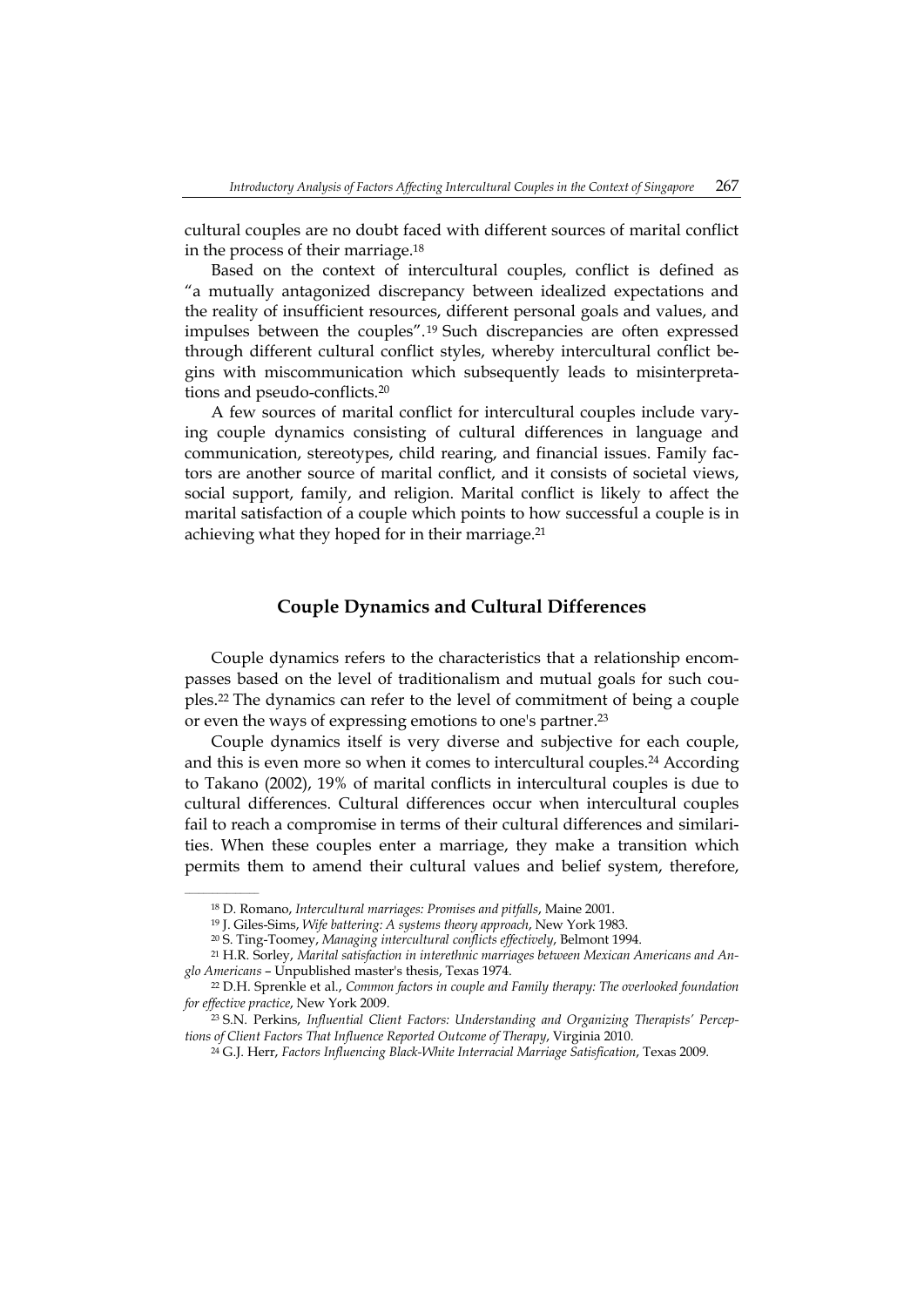cultural couples are no doubt faced with different sources of marital conflict in the process of their marriage.[18]

Based on the context of intercultural couples, conflict is defined as "a mutually antagonized discrepancy between idealized expectations and the reality of insufficient resources, different personal goals and values, and impulses between the couples".[19] Such discrepancies are often expressed through different cultural conflict styles, whereby intercultural conflict begins with miscommunication which subsequently leads to misinterpretations and pseudo-conflicts.[20]

A few sources of marital conflict for intercultural couples include varying couple dynamics consisting of cultural differences in language and communication, stereotypes, child rearing, and financial issues. Family factors are another source of marital conflict, and it consists of societal views, social support, family, and religion. Marital conflict is likely to affect the marital satisfaction of a couple which points to how successful a couple is in achieving what they hoped for in their marriage.[21]

## Couple Dynamics and Cultural Differences

Couple dynamics refers to the characteristics that a relationship encompasses based on the level of traditionalism and mutual goals for such couples.[22] The dynamics can refer to the level of commitment of being a couple or even the ways of expressing emotions to one's partner.[23]

Couple dynamics itself is very diverse and subjective for each couple, and this is even more so when it comes to intercultural couples.[24] According to Takano (2002), 19% of marital conflicts in intercultural couples is due to cultural differences. Cultural differences occur when intercultural couples fail to reach a compromise in terms of their cultural differences and similarities. When these couples enter a marriage, they make a transition which permits them to amend their cultural values and belief system, therefore,

---

[18] D. Romano, *Intercultural marriages: Promises and pitfalls*, Maine 2001.

[19] J. Giles-Sims, *Wife battering: A systems theory approach*, New York 1983.

[20] S. Ting-Toomey, *Managing intercultural conflicts effectively*, Belmont 1994.

[21] H.R. Sorley, *Marital satisfaction in interethnic marriages between Mexican Americans and Anglo Americans* – Unpublished master's thesis, Texas 1974.

[22] D.H. Sprenkle et al., *Common factors in couple and Family therapy: The overlooked foundation for effective practice*, New York 2009.

[23] S.N. Perkins, *Influential Client Factors: Understanding and Organizing Therapists' Perceptions of Client Factors That Influence Reported Outcome of Therapy*, Virginia 2010.

[24] G.J. Herr, *Factors Influencing Black-White Interracial Marriage Satisfaction*, Texas 2009.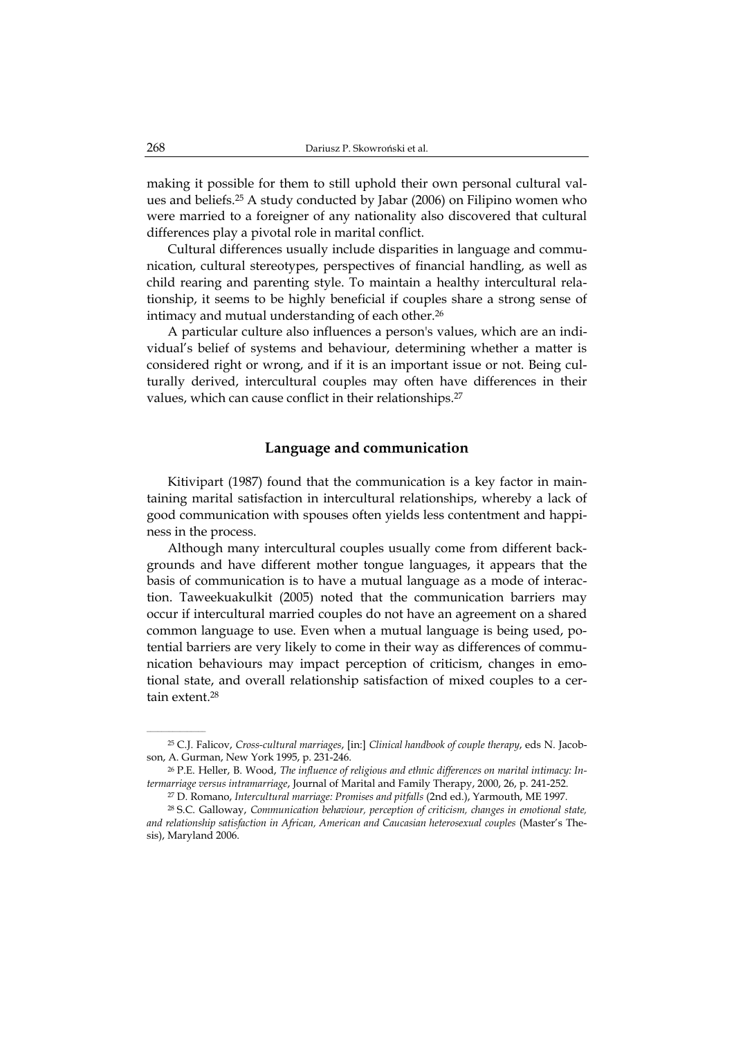making it possible for them to still uphold their own personal cultural values and beliefs.[25] A study conducted by Jabar (2006) on Filipino women who were married to a foreigner of any nationality also discovered that cultural differences play a pivotal role in marital conflict.

Cultural differences usually include disparities in language and communication, cultural stereotypes, perspectives of financial handling, as well as child rearing and parenting style. To maintain a healthy intercultural relationship, it seems to be highly beneficial if couples share a strong sense of intimacy and mutual understanding of each other.[26]

A particular culture also influences a person's values, which are an individual's belief of systems and behaviour, determining whether a matter is considered right or wrong, and if it is an important issue or not. Being culturally derived, intercultural couples may often have differences in their values, which can cause conflict in their relationships.[27]

## Language and communication

Kitivipart (1987) found that the communication is a key factor in maintaining marital satisfaction in intercultural relationships, whereby a lack of good communication with spouses often yields less contentment and happiness in the process.

Although many intercultural couples usually come from different backgrounds and have different mother tongue languages, it appears that the basis of communication is to have a mutual language as a mode of interaction. Taweekuakulkit (2005) noted that the communication barriers may occur if intercultural married couples do not have an agreement on a shared common language to use. Even when a mutual language is being used, potential barriers are very likely to come in their way as differences of communication behaviours may impact perception of criticism, changes in emotional state, and overall relationship satisfaction of mixed couples to a certain extent.[28]

---

[25] C.J. Falicov, *Cross-cultural marriages*, [in:] *Clinical handbook of couple therapy*, eds N. Jacobson, A. Gurman, New York 1995, p. 231-246.

[26] P.E. Heller, B. Wood, *The influence of religious and ethnic differences on marital intimacy: Intermarriage versus intramarriage*, Journal of Marital and Family Therapy, 2000, 26, p. 241-252.

[27] D. Romano, *Intercultural marriage: Promises and pitfalls* (2nd ed.), Yarmouth, ME 1997.

[28] S.C. Galloway, *Communication behaviour, perception of criticism, changes in emotional state, and relationship satisfaction in African, American and Caucasian heterosexual couples* (Master's Thesis), Maryland 2006.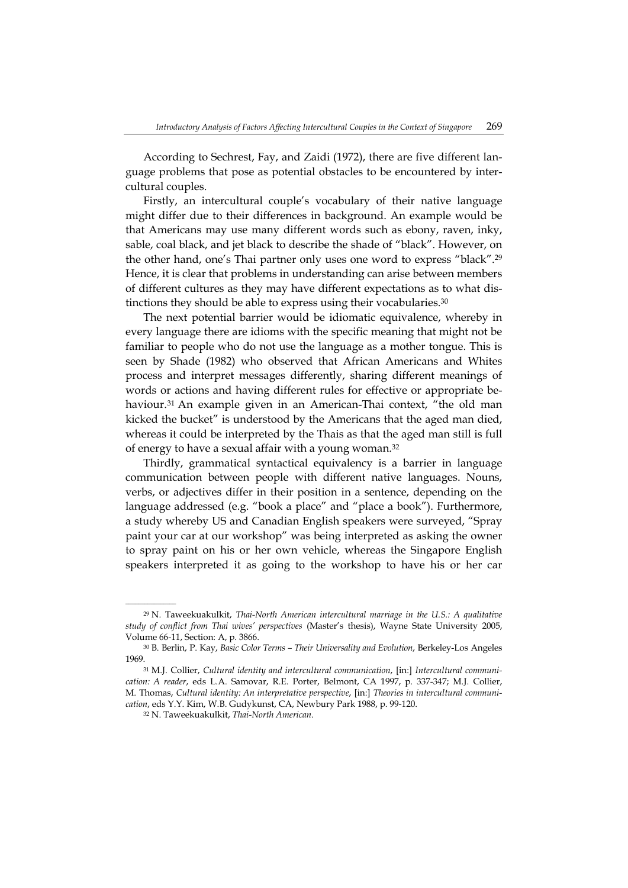According to Sechrest, Fay, and Zaidi (1972), there are five different language problems that pose as potential obstacles to be encountered by intercultural couples.

Firstly, an intercultural couple's vocabulary of their native language might differ due to their differences in background. An example would be that Americans may use many different words such as ebony, raven, inky, sable, coal black, and jet black to describe the shade of "black". However, on the other hand, one's Thai partner only uses one word to express "black".[29] Hence, it is clear that problems in understanding can arise between members of different cultures as they may have different expectations as to what distinctions they should be able to express using their vocabularies.[30]

The next potential barrier would be idiomatic equivalence, whereby in every language there are idioms with the specific meaning that might not be familiar to people who do not use the language as a mother tongue. This is seen by Shade (1982) who observed that African Americans and Whites process and interpret messages differently, sharing different meanings of words or actions and having different rules for effective or appropriate behaviour.[31] An example given in an American-Thai context, "the old man kicked the bucket" is understood by the Americans that the aged man died, whereas it could be interpreted by the Thais as that the aged man still is full of energy to have a sexual affair with a young woman.[32]

Thirdly, grammatical syntactical equivalency is a barrier in language communication between people with different native languages. Nouns, verbs, or adjectives differ in their position in a sentence, depending on the language addressed (e.g. "book a place" and "place a book"). Furthermore, a study whereby US and Canadian English speakers were surveyed, "Spray paint your car at our workshop" was being interpreted as asking the owner to spray paint on his or her own vehicle, whereas the Singapore English speakers interpreted it as going to the workshop to have his or her car

---

[29] N. Taweekuakulkit, *Thai-North American intercultural marriage in the U.S.: A qualitative study of conflict from Thai wives' perspectives* (Master's thesis), Wayne State University 2005, Volume 66-11, Section: A, p. 3866.

[30] B. Berlin, P. Kay, *Basic Color Terms – Their Universality and Evolution*, Berkeley-Los Angeles 1969.

[31] M.J. Collier, *Cultural identity and intercultural communication*, [in:] *Intercultural communication: A reader*, eds L.A. Samovar, R.E. Porter, Belmont, CA 1997, p. 337-347; M.J. Collier, M. Thomas, *Cultural identity: An interpretative perspective*, [in:] *Theories in intercultural communication*, eds Y.Y. Kim, W.B. Gudykunst, CA, Newbury Park 1988, p. 99-120.

[32] N. Taweekuakulkit, *Thai-North American*.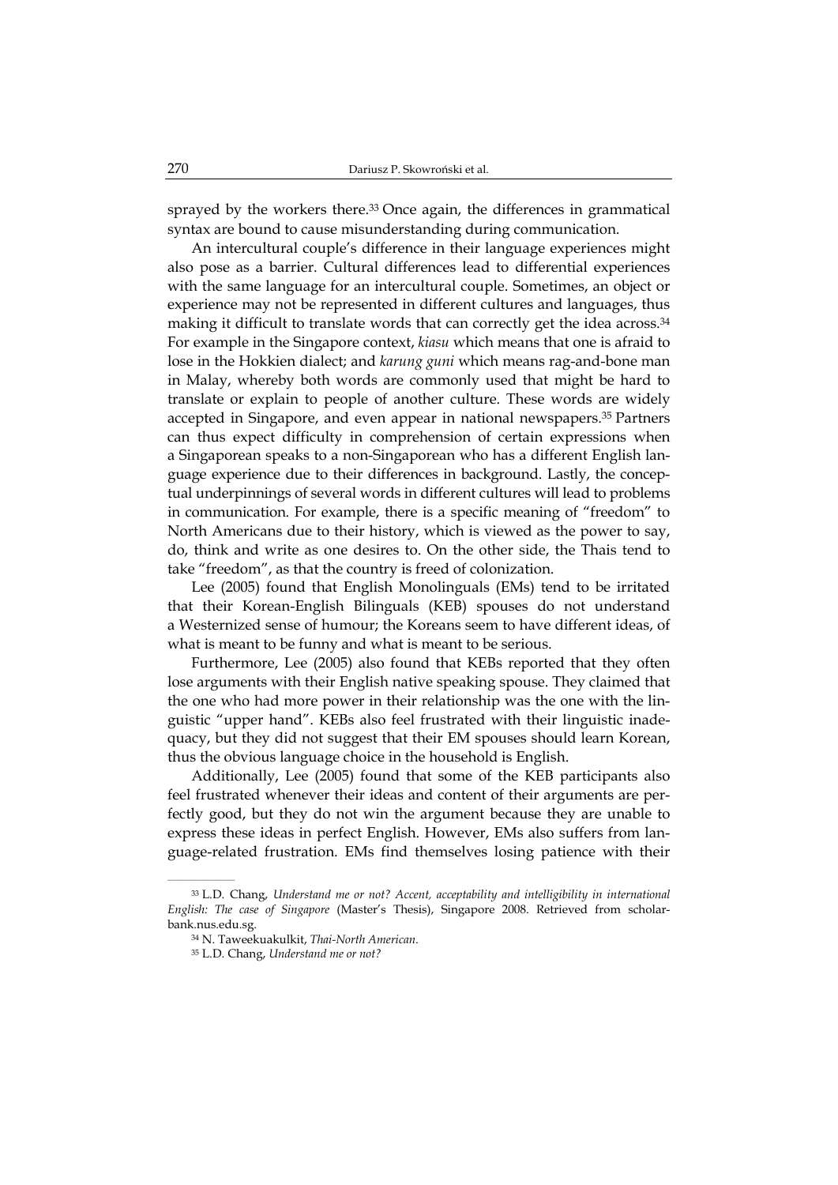sprayed by the workers there.[33] Once again, the differences in grammatical syntax are bound to cause misunderstanding during communication.

An intercultural couple's difference in their language experiences might also pose as a barrier. Cultural differences lead to differential experiences with the same language for an intercultural couple. Sometimes, an object or experience may not be represented in different cultures and languages, thus making it difficult to translate words that can correctly get the idea across.[34] For example in the Singapore context, *kiasu* which means that one is afraid to lose in the Hokkien dialect; and *karung guni* which means rag-and-bone man in Malay, whereby both words are commonly used that might be hard to translate or explain to people of another culture. These words are widely accepted in Singapore, and even appear in national newspapers.[35] Partners can thus expect difficulty in comprehension of certain expressions when a Singaporean speaks to a non-Singaporean who has a different English language experience due to their differences in background. Lastly, the conceptual underpinnings of several words in different cultures will lead to problems in communication. For example, there is a specific meaning of "freedom" to North Americans due to their history, which is viewed as the power to say, do, think and write as one desires to. On the other side, the Thais tend to take "freedom", as that the country is freed of colonization.

Lee (2005) found that English Monolinguals (EMs) tend to be irritated that their Korean-English Bilinguals (KEB) spouses do not understand a Westernized sense of humour; the Koreans seem to have different ideas, of what is meant to be funny and what is meant to be serious.

Furthermore, Lee (2005) also found that KEBs reported that they often lose arguments with their English native speaking spouse. They claimed that the one who had more power in their relationship was the one with the linguistic "upper hand". KEBs also feel frustrated with their linguistic inadequacy, but they did not suggest that their EM spouses should learn Korean, thus the obvious language choice in the household is English.

Additionally, Lee (2005) found that some of the KEB participants also feel frustrated whenever their ideas and content of their arguments are perfectly good, but they do not win the argument because they are unable to express these ideas in perfect English. However, EMs also suffers from language-related frustration. EMs find themselves losing patience with their

---

[33] L.D. Chang, *Understand me or not? Accent, acceptability and intelligibility in international English: The case of Singapore* (Master's Thesis), Singapore 2008. Retrieved from scholarbank.nus.edu.sg.

[34] N. Taweekuakulkit, *Thai-North American*.

[35] L.D. Chang, *Understand me or not?*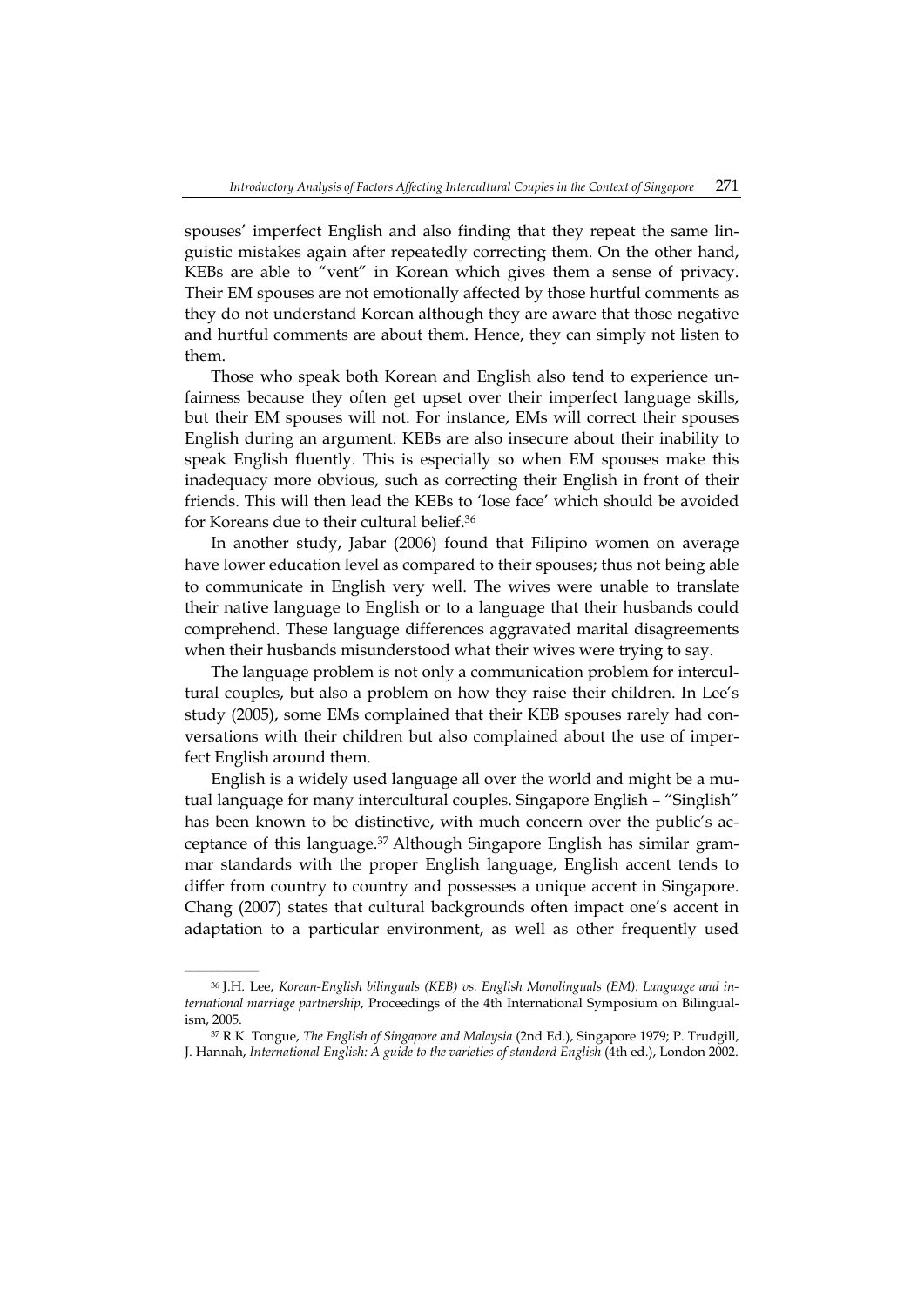spouses' imperfect English and also finding that they repeat the same linguistic mistakes again after repeatedly correcting them. On the other hand, KEBs are able to "vent" in Korean which gives them a sense of privacy. Their EM spouses are not emotionally affected by those hurtful comments as they do not understand Korean although they are aware that those negative and hurtful comments are about them. Hence, they can simply not listen to them.

Those who speak both Korean and English also tend to experience unfairness because they often get upset over their imperfect language skills, but their EM spouses will not. For instance, EMs will correct their spouses English during an argument. KEBs are also insecure about their inability to speak English fluently. This is especially so when EM spouses make this inadequacy more obvious, such as correcting their English in front of their friends. This will then lead the KEBs to 'lose face' which should be avoided for Koreans due to their cultural belief.[36]

In another study, Jabar (2006) found that Filipino women on average have lower education level as compared to their spouses; thus not being able to communicate in English very well. The wives were unable to translate their native language to English or to a language that their husbands could comprehend. These language differences aggravated marital disagreements when their husbands misunderstood what their wives were trying to say.

The language problem is not only a communication problem for intercultural couples, but also a problem on how they raise their children. In Lee's study (2005), some EMs complained that their KEB spouses rarely had conversations with their children but also complained about the use of imperfect English around them.

English is a widely used language all over the world and might be a mutual language for many intercultural couples. Singapore English – "Singlish" has been known to be distinctive, with much concern over the public's acceptance of this language.[37] Although Singapore English has similar grammar standards with the proper English language, English accent tends to differ from country to country and possesses a unique accent in Singapore. Chang (2007) states that cultural backgrounds often impact one's accent in adaptation to a particular environment, as well as other frequently used

---

[36] J.H. Lee, *Korean-English bilinguals (KEB) vs. English Monolinguals (EM): Language and international marriage partnership*, Proceedings of the 4th International Symposium on Bilingualism, 2005.

[37] R.K. Tongue, *The English of Singapore and Malaysia* (2nd Ed.), Singapore 1979; P. Trudgill, J. Hannah, *International English: A guide to the varieties of standard English* (4th ed.), London 2002.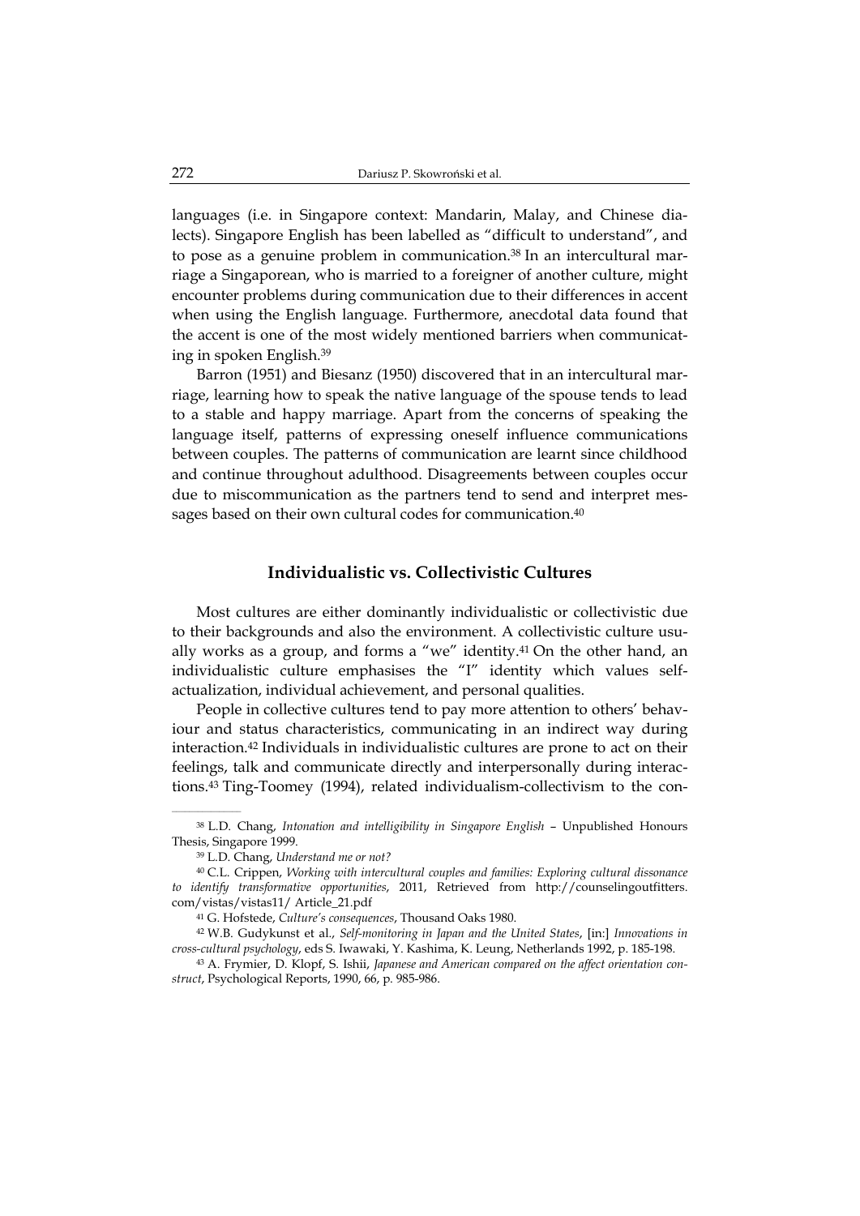languages (i.e. in Singapore context: Mandarin, Malay, and Chinese dialects). Singapore English has been labelled as "difficult to understand", and to pose as a genuine problem in communication.[38] In an intercultural marriage a Singaporean, who is married to a foreigner of another culture, might encounter problems during communication due to their differences in accent when using the English language. Furthermore, anecdotal data found that the accent is one of the most widely mentioned barriers when communicating in spoken English.[39]

Barron (1951) and Biesanz (1950) discovered that in an intercultural marriage, learning how to speak the native language of the spouse tends to lead to a stable and happy marriage. Apart from the concerns of speaking the language itself, patterns of expressing oneself influence communications between couples. The patterns of communication are learnt since childhood and continue throughout adulthood. Disagreements between couples occur due to miscommunication as the partners tend to send and interpret messages based on their own cultural codes for communication.[40]

## Individualistic vs. Collectivistic Cultures

Most cultures are either dominantly individualistic or collectivistic due to their backgrounds and also the environment. A collectivistic culture usually works as a group, and forms a "we" identity.[41] On the other hand, an individualistic culture emphasises the "I" identity which values self-actualization, individual achievement, and personal qualities.

People in collective cultures tend to pay more attention to others' behaviour and status characteristics, communicating in an indirect way during interaction.[42] Individuals in individualistic cultures are prone to act on their feelings, talk and communicate directly and interpersonally during interactions.[43] Ting-Toomey (1994), related individualism-collectivism to the con-

---

[38] L.D. Chang, *Intonation and intelligibility in Singapore English* – Unpublished Honours Thesis, Singapore 1999.

[39] L.D. Chang, *Understand me or not?*

[40] C.L. Crippen, *Working with intercultural couples and families: Exploring cultural dissonance to identify transformative opportunities*, 2011, Retrieved from http://counselingoutfitters.com/vistas/vistas11/ Article_21.pdf

[41] G. Hofstede, *Culture's consequences*, Thousand Oaks 1980.

[42] W.B. Gudykunst et al., *Self-monitoring in Japan and the United States*, [in:] *Innovations in cross-cultural psychology*, eds S. Iwawaki, Y. Kashima, K. Leung, Netherlands 1992, p. 185-198.

[43] A. Frymier, D. Klopf, S. Ishii, *Japanese and American compared on the affect orientation construct*, Psychological Reports, 1990, 66, p. 985-986.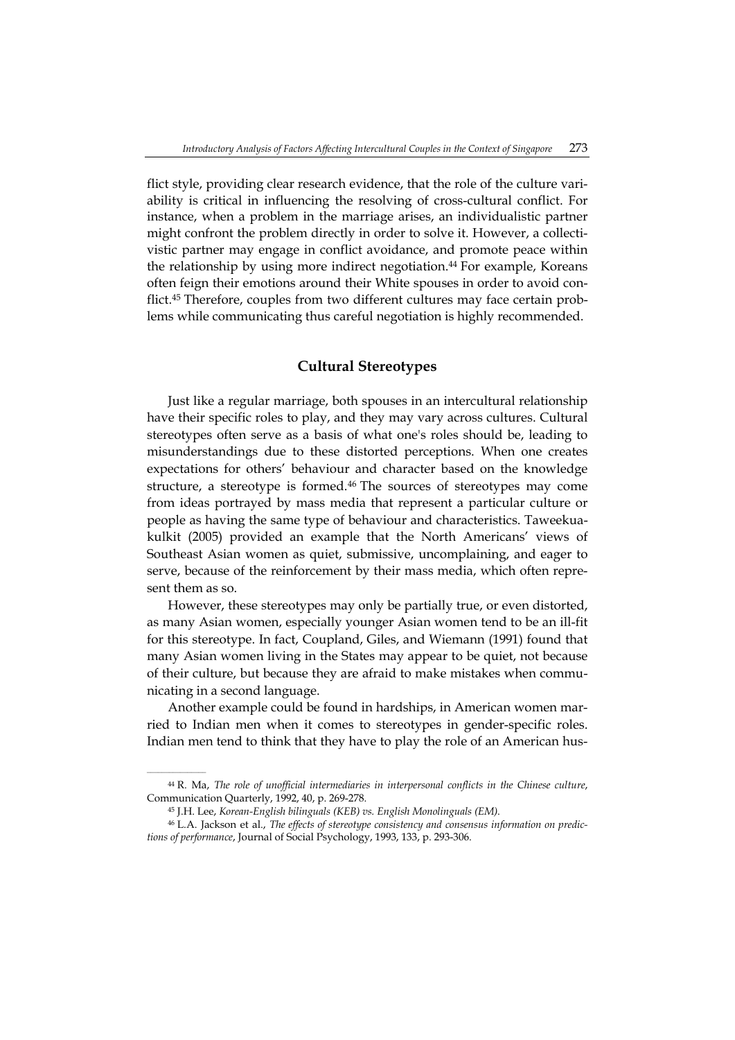flict style, providing clear research evidence, that the role of the culture variability is critical in influencing the resolving of cross-cultural conflict. For instance, when a problem in the marriage arises, an individualistic partner might confront the problem directly in order to solve it. However, a collectivistic partner may engage in conflict avoidance, and promote peace within the relationship by using more indirect negotiation.[44] For example, Koreans often feign their emotions around their White spouses in order to avoid conflict.[45] Therefore, couples from two different cultures may face certain problems while communicating thus careful negotiation is highly recommended.

## Cultural Stereotypes

Just like a regular marriage, both spouses in an intercultural relationship have their specific roles to play, and they may vary across cultures. Cultural stereotypes often serve as a basis of what one's roles should be, leading to misunderstandings due to these distorted perceptions. When one creates expectations for others' behaviour and character based on the knowledge structure, a stereotype is formed.[46] The sources of stereotypes may come from ideas portrayed by mass media that represent a particular culture or people as having the same type of behaviour and characteristics. Taweekuakulkit (2005) provided an example that the North Americans' views of Southeast Asian women as quiet, submissive, uncomplaining, and eager to serve, because of the reinforcement by their mass media, which often represent them as so.

However, these stereotypes may only be partially true, or even distorted, as many Asian women, especially younger Asian women tend to be an ill-fit for this stereotype. In fact, Coupland, Giles, and Wiemann (1991) found that many Asian women living in the States may appear to be quiet, not because of their culture, but because they are afraid to make mistakes when communicating in a second language.

Another example could be found in hardships, in American women married to Indian men when it comes to stereotypes in gender-specific roles. Indian men tend to think that they have to play the role of an American hus-

---

[44] R. Ma, *The role of unofficial intermediaries in interpersonal conflicts in the Chinese culture*, Communication Quarterly, 1992, 40, p. 269-278.

[45] J.H. Lee, *Korean-English bilinguals (KEB) vs. English Monolinguals (EM).*

[46] L.A. Jackson et al., *The effects of stereotype consistency and consensus information on predictions of performance*, Journal of Social Psychology, 1993, 133, p. 293-306.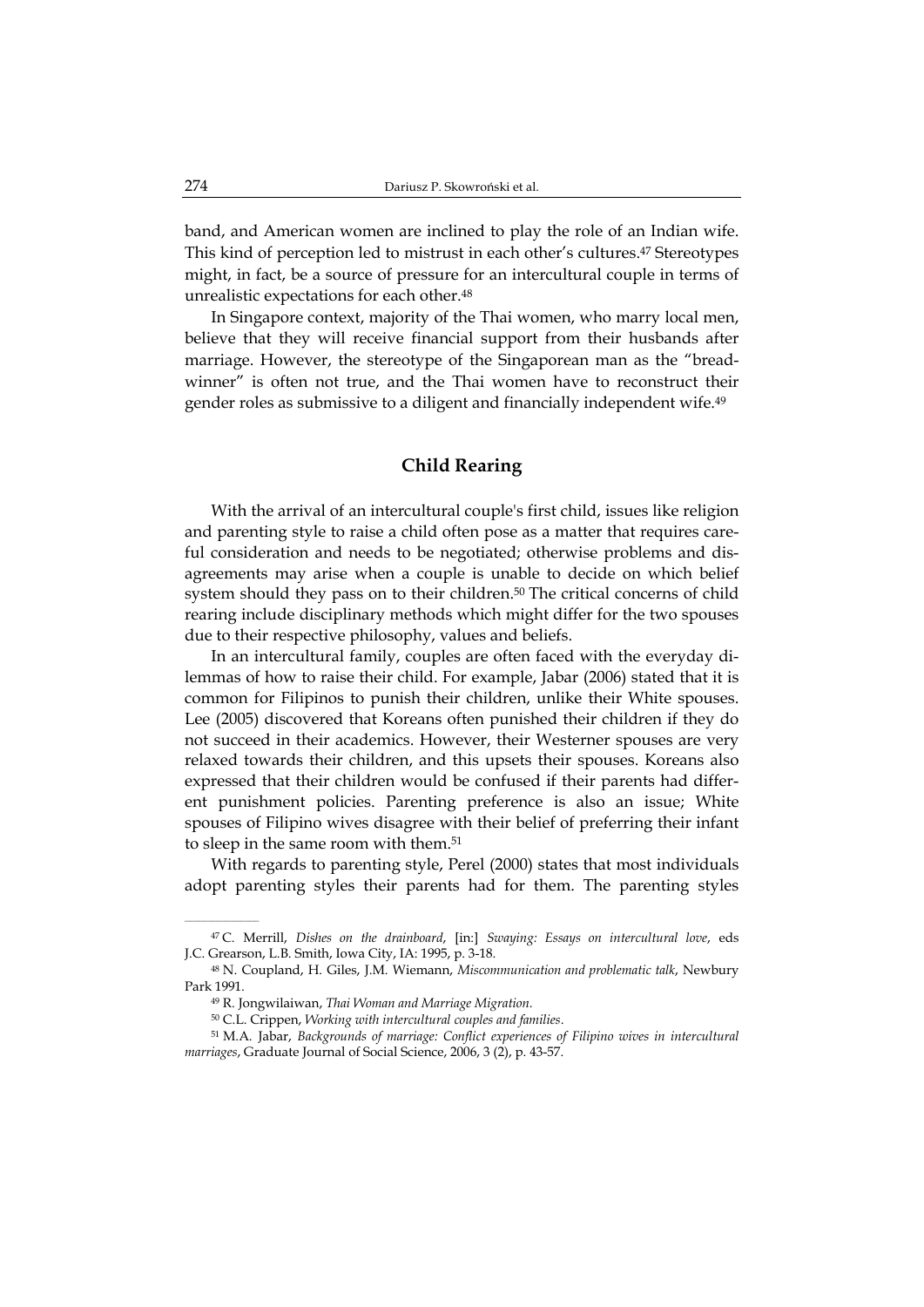band, and American women are inclined to play the role of an Indian wife. This kind of perception led to mistrust in each other's cultures.[47] Stereotypes might, in fact, be a source of pressure for an intercultural couple in terms of unrealistic expectations for each other.[48]

In Singapore context, majority of the Thai women, who marry local men, believe that they will receive financial support from their husbands after marriage. However, the stereotype of the Singaporean man as the "bread-winner" is often not true, and the Thai women have to reconstruct their gender roles as submissive to a diligent and financially independent wife.[49]

## Child Rearing

With the arrival of an intercultural couple's first child, issues like religion and parenting style to raise a child often pose as a matter that requires careful consideration and needs to be negotiated; otherwise problems and disagreements may arise when a couple is unable to decide on which belief system should they pass on to their children.[50] The critical concerns of child rearing include disciplinary methods which might differ for the two spouses due to their respective philosophy, values and beliefs.

In an intercultural family, couples are often faced with the everyday dilemmas of how to raise their child. For example, Jabar (2006) stated that it is common for Filipinos to punish their children, unlike their White spouses. Lee (2005) discovered that Koreans often punished their children if they do not succeed in their academics. However, their Westerner spouses are very relaxed towards their children, and this upsets their spouses. Koreans also expressed that their children would be confused if their parents had different punishment policies. Parenting preference is also an issue; White spouses of Filipino wives disagree with their belief of preferring their infant to sleep in the same room with them.[51]

With regards to parenting style, Perel (2000) states that most individuals adopt parenting styles their parents had for them. The parenting styles

---

[47] C. Merrill, *Dishes on the drainboard*, [in:] *Swaying: Essays on intercultural love*, eds J.C. Grearson, L.B. Smith, Iowa City, IA: 1995, p. 3-18.

[48] N. Coupland, H. Giles, J.M. Wiemann, *Miscommunication and problematic talk*, Newbury Park 1991.

[49] R. Jongwilaiwan, *Thai Woman and Marriage Migration*.

[50] C.L. Crippen, *Working with intercultural couples and families*.

[51] M.A. Jabar, *Backgrounds of marriage: Conflict experiences of Filipino wives in intercultural marriages*, Graduate Journal of Social Science, 2006, 3 (2), p. 43-57.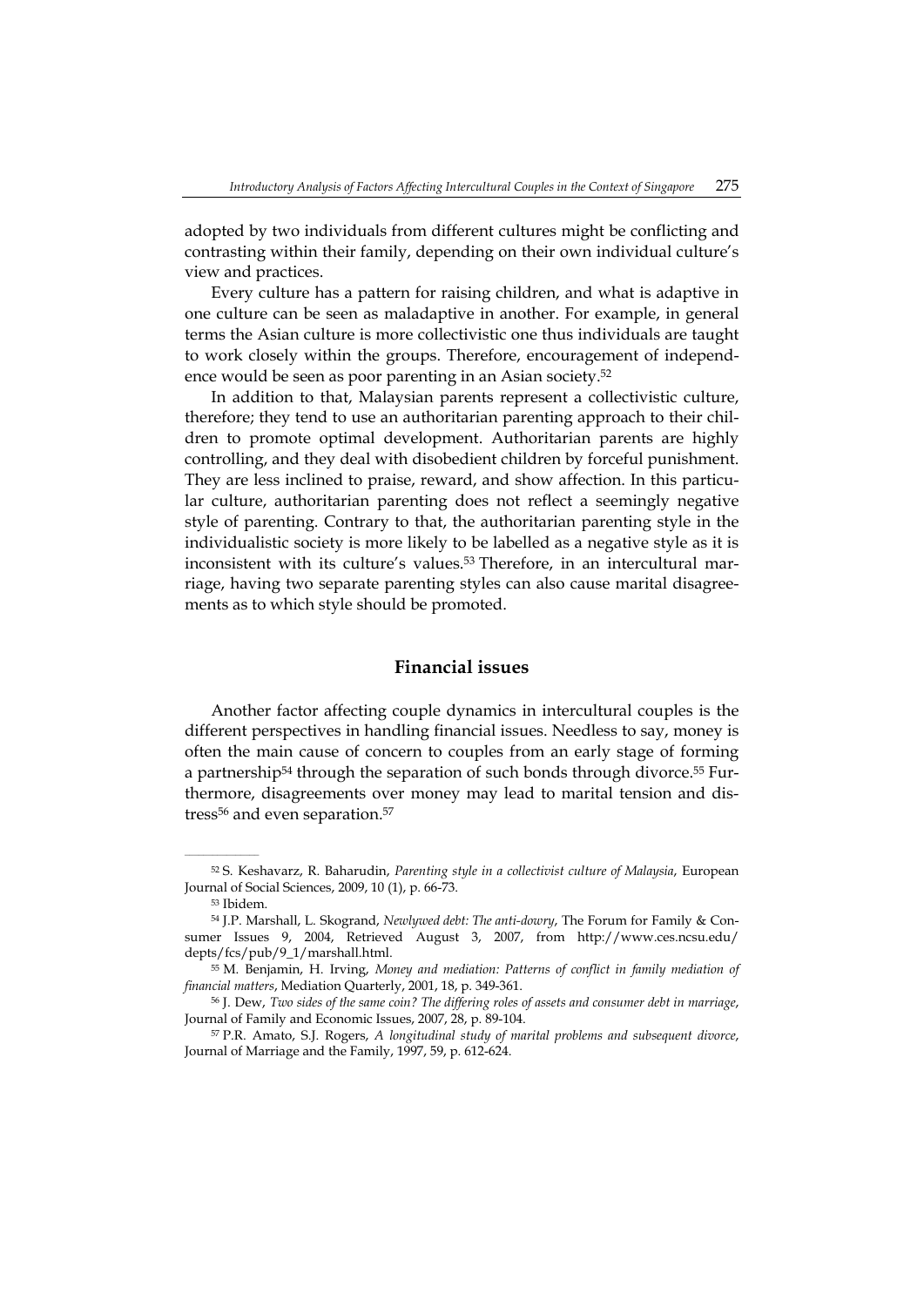adopted by two individuals from different cultures might be conflicting and contrasting within their family, depending on their own individual culture's view and practices.

Every culture has a pattern for raising children, and what is adaptive in one culture can be seen as maladaptive in another. For example, in general terms the Asian culture is more collectivistic one thus individuals are taught to work closely within the groups. Therefore, encouragement of independence would be seen as poor parenting in an Asian society.[52]

In addition to that, Malaysian parents represent a collectivistic culture, therefore; they tend to use an authoritarian parenting approach to their children to promote optimal development. Authoritarian parents are highly controlling, and they deal with disobedient children by forceful punishment. They are less inclined to praise, reward, and show affection. In this particular culture, authoritarian parenting does not reflect a seemingly negative style of parenting. Contrary to that, the authoritarian parenting style in the individualistic society is more likely to be labelled as a negative style as it is inconsistent with its culture's values.[53] Therefore, in an intercultural marriage, having two separate parenting styles can also cause marital disagreements as to which style should be promoted.

## Financial issues

Another factor affecting couple dynamics in intercultural couples is the different perspectives in handling financial issues. Needless to say, money is often the main cause of concern to couples from an early stage of forming a partnership[54] through the separation of such bonds through divorce.[55] Furthermore, disagreements over money may lead to marital tension and distress[56] and even separation.[57]

---

[52] S. Keshavarz, R. Baharudin, *Parenting style in a collectivist culture of Malaysia*, European Journal of Social Sciences, 2009, 10 (1), p. 66-73.

[53] Ibidem.

[54] J.P. Marshall, L. Skogrand, *Newlywed debt: The anti-dowry*, The Forum for Family & Consumer Issues 9, 2004, Retrieved August 3, 2007, from http://www.ces.ncsu.edu/depts/fcs/pub/9_1/marshall.html.

[55] M. Benjamin, H. Irving, *Money and mediation: Patterns of conflict in family mediation of financial matters*, Mediation Quarterly, 2001, 18, p. 349-361.

[56] J. Dew, *Two sides of the same coin? The differing roles of assets and consumer debt in marriage*, Journal of Family and Economic Issues, 2007, 28, p. 89-104.

[57] P.R. Amato, S.J. Rogers, *A longitudinal study of marital problems and subsequent divorce*, Journal of Marriage and the Family, 1997, 59, p. 612-624.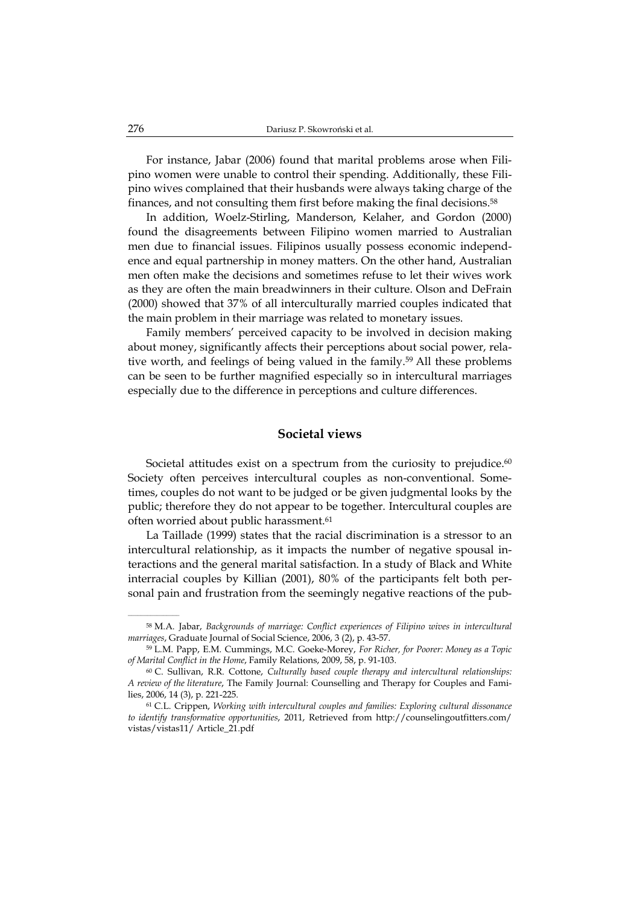For instance, Jabar (2006) found that marital problems arose when Filipino women were unable to control their spending. Additionally, these Filipino wives complained that their husbands were always taking charge of the finances, and not consulting them first before making the final decisions.[58]

In addition, Woelz-Stirling, Manderson, Kelaher, and Gordon (2000) found the disagreements between Filipino women married to Australian men due to financial issues. Filipinos usually possess economic independence and equal partnership in money matters. On the other hand, Australian men often make the decisions and sometimes refuse to let their wives work as they are often the main breadwinners in their culture. Olson and DeFrain (2000) showed that 37% of all interculturally married couples indicated that the main problem in their marriage was related to monetary issues.

Family members' perceived capacity to be involved in decision making about money, significantly affects their perceptions about social power, relative worth, and feelings of being valued in the family.[59] All these problems can be seen to be further magnified especially so in intercultural marriages especially due to the difference in perceptions and culture differences.

## Societal views

Societal attitudes exist on a spectrum from the curiosity to prejudice.[60] Society often perceives intercultural couples as non-conventional. Sometimes, couples do not want to be judged or be given judgmental looks by the public; therefore they do not appear to be together. Intercultural couples are often worried about public harassment.[61]

La Taillade (1999) states that the racial discrimination is a stressor to an intercultural relationship, as it impacts the number of negative spousal interactions and the general marital satisfaction. In a study of Black and White interracial couples by Killian (2001), 80% of the participants felt both personal pain and frustration from the seemingly negative reactions of the pub-

---

[58] M.A. Jabar, *Backgrounds of marriage: Conflict experiences of Filipino wives in intercultural marriages*, Graduate Journal of Social Science, 2006, 3 (2), p. 43-57.

[59] L.M. Papp, E.M. Cummings, M.C. Goeke-Morey, *For Richer, for Poorer: Money as a Topic of Marital Conflict in the Home*, Family Relations, 2009, 58, p. 91-103.

[60] C. Sullivan, R.R. Cottone, *Culturally based couple therapy and intercultural relationships: A review of the literature*, The Family Journal: Counselling and Therapy for Couples and Families, 2006, 14 (3), p. 221-225.

[61] C.L. Crippen, *Working with intercultural couples and families: Exploring cultural dissonance to identify transformative opportunities*, 2011, Retrieved from http://counselingoutfitters.com/vistas/vistas11/ Article_21.pdf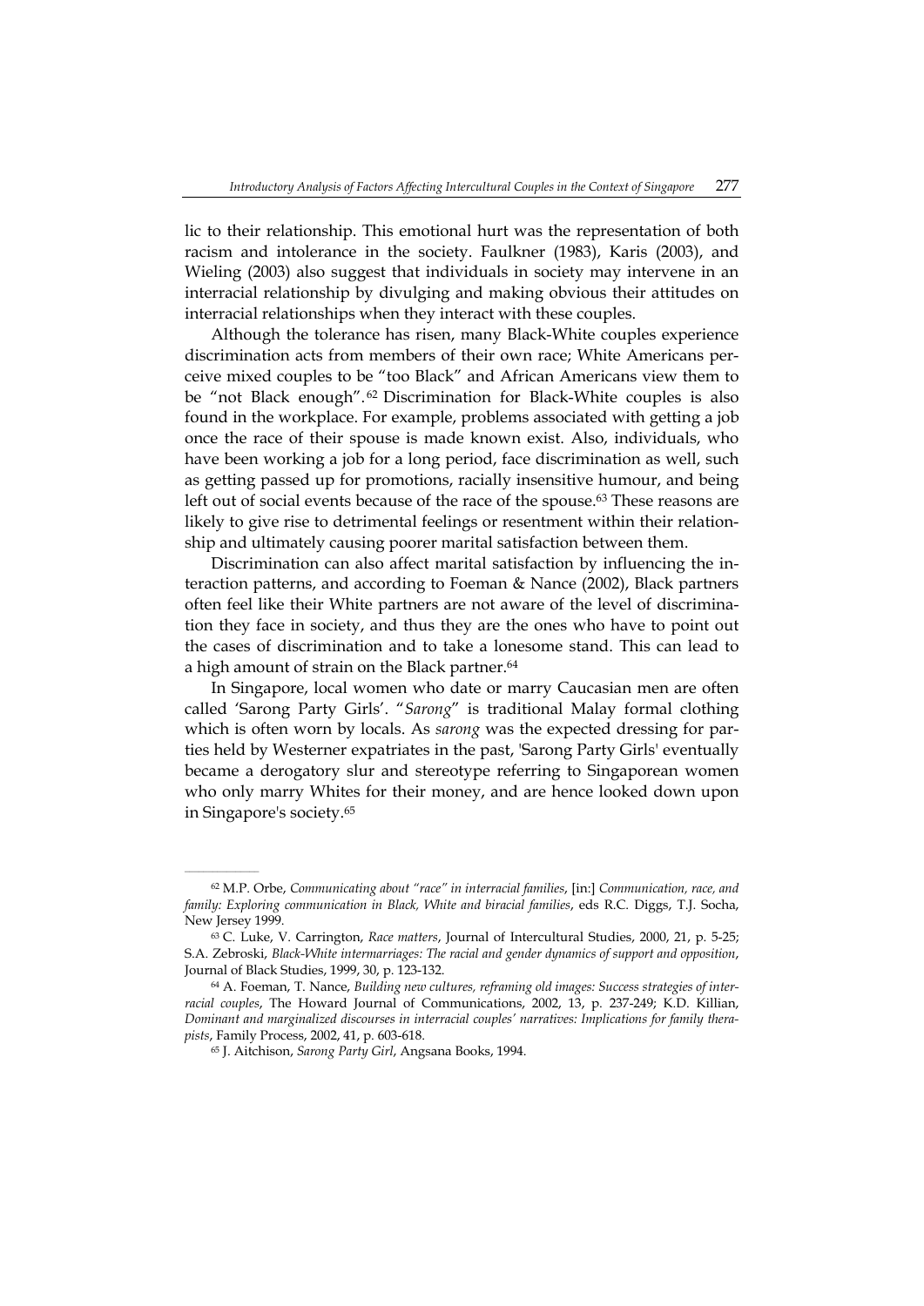lic to their relationship. This emotional hurt was the representation of both racism and intolerance in the society. Faulkner (1983), Karis (2003), and Wieling (2003) also suggest that individuals in society may intervene in an interracial relationship by divulging and making obvious their attitudes on interracial relationships when they interact with these couples.

Although the tolerance has risen, many Black-White couples experience discrimination acts from members of their own race; White Americans perceive mixed couples to be "too Black" and African Americans view them to be "not Black enough".[62] Discrimination for Black-White couples is also found in the workplace. For example, problems associated with getting a job once the race of their spouse is made known exist. Also, individuals, who have been working a job for a long period, face discrimination as well, such as getting passed up for promotions, racially insensitive humour, and being left out of social events because of the race of the spouse.[63] These reasons are likely to give rise to detrimental feelings or resentment within their relationship and ultimately causing poorer marital satisfaction between them.

Discrimination can also affect marital satisfaction by influencing the interaction patterns, and according to Foeman & Nance (2002), Black partners often feel like their White partners are not aware of the level of discrimination they face in society, and thus they are the ones who have to point out the cases of discrimination and to take a lonesome stand. This can lead to a high amount of strain on the Black partner.[64]

In Singapore, local women who date or marry Caucasian men are often called 'Sarong Party Girls'. "*Sarong*" is traditional Malay formal clothing which is often worn by locals. As *sarong* was the expected dressing for parties held by Westerner expatriates in the past, 'Sarong Party Girls' eventually became a derogatory slur and stereotype referring to Singaporean women who only marry Whites for their money, and are hence looked down upon in Singapore's society.[65]

---

[62] M.P. Orbe, *Communicating about "race" in interracial families*, [in:] *Communication, race, and family: Exploring communication in Black, White and biracial families*, eds R.C. Diggs, T.J. Socha, New Jersey 1999.

[63] C. Luke, V. Carrington, *Race matters*, Journal of Intercultural Studies, 2000, 21, p. 5-25; S.A. Zebroski, *Black-White intermarriages: The racial and gender dynamics of support and opposition*, Journal of Black Studies, 1999, 30, p. 123-132.

[64] A. Foeman, T. Nance, *Building new cultures, reframing old images: Success strategies of interracial couples*, The Howard Journal of Communications, 2002, 13, p. 237-249; K.D. Killian, *Dominant and marginalized discourses in interracial couples' narratives: Implications for family therapists*, Family Process, 2002, 41, p. 603-618.

[65] J. Aitchison, *Sarong Party Girl*, Angsana Books, 1994.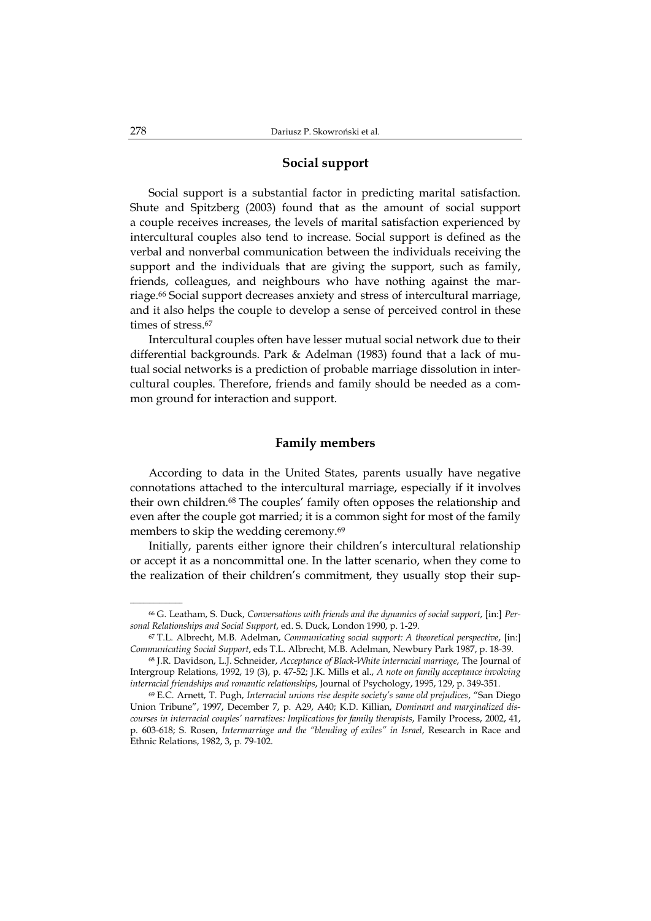## Social support

Social support is a substantial factor in predicting marital satisfaction. Shute and Spitzberg (2003) found that as the amount of social support a couple receives increases, the levels of marital satisfaction experienced by intercultural couples also tend to increase. Social support is defined as the verbal and nonverbal communication between the individuals receiving the support and the individuals that are giving the support, such as family, friends, colleagues, and neighbours who have nothing against the marriage.[66] Social support decreases anxiety and stress of intercultural marriage, and it also helps the couple to develop a sense of perceived control in these times of stress.[67]

Intercultural couples often have lesser mutual social network due to their differential backgrounds. Park & Adelman (1983) found that a lack of mutual social networks is a prediction of probable marriage dissolution in intercultural couples. Therefore, friends and family should be needed as a common ground for interaction and support.

## Family members

According to data in the United States, parents usually have negative connotations attached to the intercultural marriage, especially if it involves their own children.[68] The couples' family often opposes the relationship and even after the couple got married; it is a common sight for most of the family members to skip the wedding ceremony.[69]

Initially, parents either ignore their children's intercultural relationship or accept it as a noncommittal one. In the latter scenario, when they come to the realization of their children's commitment, they usually stop their sup-

---

[66] G. Leatham, S. Duck, *Conversations with friends and the dynamics of social support*, [in:] *Personal Relationships and Social Support*, ed. S. Duck, London 1990, p. 1-29.

[67] T.L. Albrecht, M.B. Adelman, *Communicating social support: A theoretical perspective*, [in:] *Communicating Social Support*, eds T.L. Albrecht, M.B. Adelman, Newbury Park 1987, p. 18-39.

[68] J.R. Davidson, L.J. Schneider, *Acceptance of Black-White interracial marriage*, The Journal of Intergroup Relations, 1992, 19 (3), p. 47-52; J.K. Mills et al., *A note on family acceptance involving interracial friendships and romantic relationships*, Journal of Psychology, 1995, 129, p. 349-351.

[69] E.C. Arnett, T. Pugh, *Interracial unions rise despite society's same old prejudices*, "San Diego Union Tribune", 1997, December 7, p. A29, A40; K.D. Killian, *Dominant and marginalized discourses in interracial couples' narratives: Implications for family therapists*, Family Process, 2002, 41, p. 603-618; S. Rosen, *Intermarriage and the "blending of exiles" in Israel*, Research in Race and Ethnic Relations, 1982, 3, p. 79-102.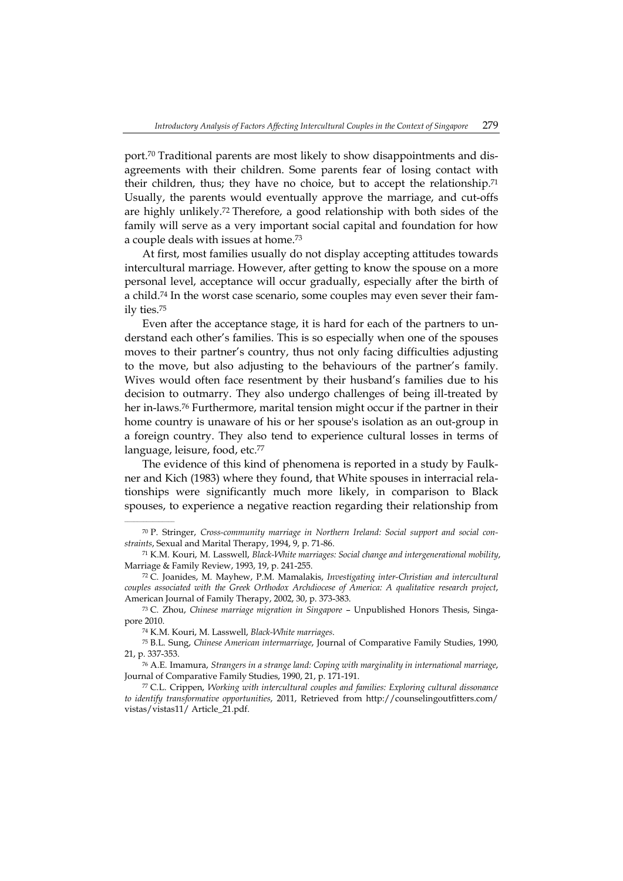port.[70] Traditional parents are most likely to show disappointments and disagreements with their children. Some parents fear of losing contact with their children, thus; they have no choice, but to accept the relationship.[71] Usually, the parents would eventually approve the marriage, and cut-offs are highly unlikely.[72] Therefore, a good relationship with both sides of the family will serve as a very important social capital and foundation for how a couple deals with issues at home.[73]

At first, most families usually do not display accepting attitudes towards intercultural marriage. However, after getting to know the spouse on a more personal level, acceptance will occur gradually, especially after the birth of a child.[74] In the worst case scenario, some couples may even sever their family ties.[75]

Even after the acceptance stage, it is hard for each of the partners to understand each other's families. This is so especially when one of the spouses moves to their partner's country, thus not only facing difficulties adjusting to the move, but also adjusting to the behaviours of the partner's family. Wives would often face resentment by their husband's families due to his decision to outmarry. They also undergo challenges of being ill-treated by her in-laws.[76] Furthermore, marital tension might occur if the partner in their home country is unaware of his or her spouse's isolation as an out-group in a foreign country. They also tend to experience cultural losses in terms of language, leisure, food, etc.[77]

The evidence of this kind of phenomena is reported in a study by Faulkner and Kich (1983) where they found, that White spouses in interracial relationships were significantly much more likely, in comparison to Black spouses, to experience a negative reaction regarding their relationship from

---

[70] P. Stringer, *Cross-community marriage in Northern Ireland: Social support and social constraints*, Sexual and Marital Therapy, 1994, 9, p. 71-86.

[71] K.M. Kouri, M. Lasswell, *Black-White marriages: Social change and intergenerational mobility*, Marriage & Family Review, 1993, 19, p. 241-255.

[72] C. Joanides, M. Mayhew, P.M. Mamalakis, *Investigating inter-Christian and intercultural couples associated with the Greek Orthodox Archdiocese of America: A qualitative research project*, American Journal of Family Therapy, 2002, 30, p. 373-383.

[73] C. Zhou, *Chinese marriage migration in Singapore* – Unpublished Honors Thesis, Singapore 2010.

[74] K.M. Kouri, M. Lasswell, *Black-White marriages*.

[75] B.L. Sung, *Chinese American intermarriage*, Journal of Comparative Family Studies, 1990, 21, p. 337-353.

[76] A.E. Imamura, *Strangers in a strange land: Coping with marginality in international marriage*, Journal of Comparative Family Studies, 1990, 21, p. 171-191.

[77] C.L. Crippen, *Working with intercultural couples and families: Exploring cultural dissonance to identify transformative opportunities*, 2011, Retrieved from http://counselingoutfitters.com/vistas/vistas11/ Article_21.pdf.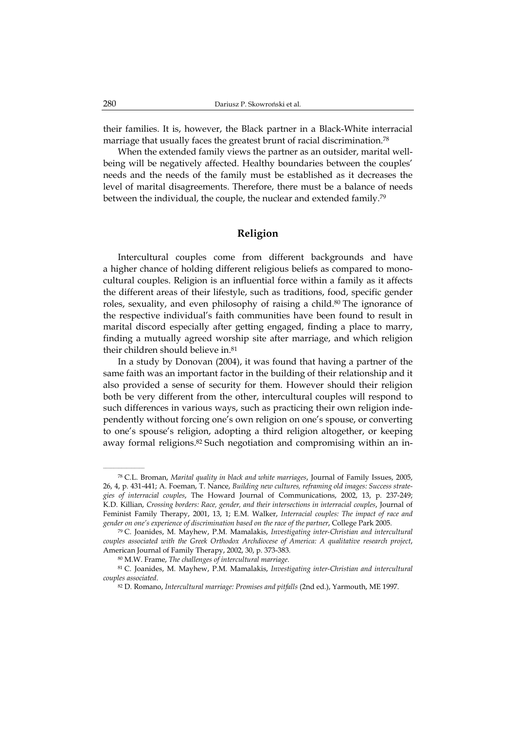their families. It is, however, the Black partner in a Black-White interracial marriage that usually faces the greatest brunt of racial discrimination.[78]

When the extended family views the partner as an outsider, marital well-being will be negatively affected. Healthy boundaries between the couples' needs and the needs of the family must be established as it decreases the level of marital disagreements. Therefore, there must be a balance of needs between the individual, the couple, the nuclear and extended family.[79]

## Religion

Intercultural couples come from different backgrounds and have a higher chance of holding different religious beliefs as compared to mono-cultural couples. Religion is an influential force within a family as it affects the different areas of their lifestyle, such as traditions, food, specific gender roles, sexuality, and even philosophy of raising a child.[80] The ignorance of the respective individual's faith communities have been found to result in marital discord especially after getting engaged, finding a place to marry, finding a mutually agreed worship site after marriage, and which religion their children should believe in.[81]

In a study by Donovan (2004), it was found that having a partner of the same faith was an important factor in the building of their relationship and it also provided a sense of security for them. However should their religion both be very different from the other, intercultural couples will respond to such differences in various ways, such as practicing their own religion independently without forcing one's own religion on one's spouse, or converting to one's spouse's religion, adopting a third religion altogether, or keeping away formal religions.[82] Such negotiation and compromising within an in-

---

[78] C.L. Broman, *Marital quality in black and white marriages*, Journal of Family Issues, 2005, 26, 4, p. 431-441; A. Foeman, T. Nance, *Building new cultures, reframing old images: Success strategies of interracial couples*, The Howard Journal of Communications, 2002, 13, p. 237-249; K.D. Killian, *Crossing borders: Race, gender, and their intersections in interracial couples*, Journal of Feminist Family Therapy, 2001, 13, 1; E.M. Walker, *Interracial couples: The impact of race and gender on one's experience of discrimination based on the race of the partner*, College Park 2005.

[79] C. Joanides, M. Mayhew, P.M. Mamalakis, *Investigating inter-Christian and intercultural couples associated with the Greek Orthodox Archdiocese of America: A qualitative research project*, American Journal of Family Therapy, 2002, 30, p. 373-383.

[80] M.W. Frame, *The challenges of intercultural marriage*.

[81] C. Joanides, M. Mayhew, P.M. Mamalakis, *Investigating inter-Christian and intercultural couples associated*.

[82] D. Romano, *Intercultural marriage: Promises and pitfalls* (2nd ed.), Yarmouth, ME 1997.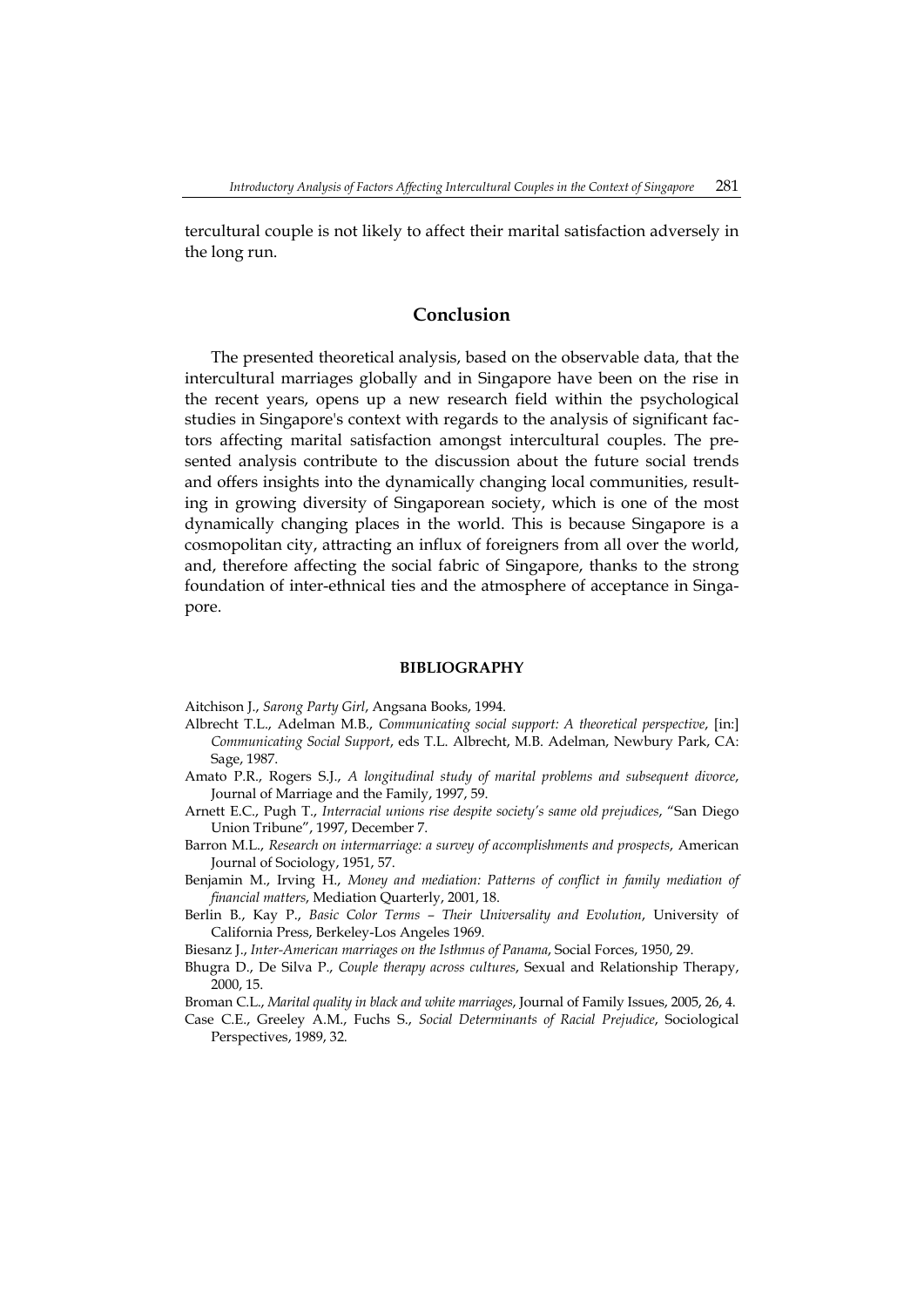tercultural couple is not likely to affect their marital satisfaction adversely in the long run.

## Conclusion

The presented theoretical analysis, based on the observable data, that the intercultural marriages globally and in Singapore have been on the rise in the recent years, opens up a new research field within the psychological studies in Singapore's context with regards to the analysis of significant factors affecting marital satisfaction amongst intercultural couples. The presented analysis contribute to the discussion about the future social trends and offers insights into the dynamically changing local communities, resulting in growing diversity of Singaporean society, which is one of the most dynamically changing places in the world. This is because Singapore is a cosmopolitan city, attracting an influx of foreigners from all over the world, and, therefore affecting the social fabric of Singapore, thanks to the strong foundation of inter-ethnical ties and the atmosphere of acceptance in Singapore.

### BIBLIOGRAPHY

Aitchison J., *Sarong Party Girl*, Angsana Books, 1994.

Albrecht T.L., Adelman M.B., *Communicating social support: A theoretical perspective*, [in:] *Communicating Social Support*, eds T.L. Albrecht, M.B. Adelman, Newbury Park, CA: Sage, 1987.

Amato P.R., Rogers S.J., *A longitudinal study of marital problems and subsequent divorce*, Journal of Marriage and the Family, 1997, 59.

Arnett E.C., Pugh T., *Interracial unions rise despite society's same old prejudices*, "San Diego Union Tribune", 1997, December 7.

Barron M.L., *Research on intermarriage: a survey of accomplishments and prospects*, American Journal of Sociology, 1951, 57.

Benjamin M., Irving H., *Money and mediation: Patterns of conflict in family mediation of financial matters*, Mediation Quarterly, 2001, 18.

Berlin B., Kay P., *Basic Color Terms – Their Universality and Evolution*, University of California Press, Berkeley-Los Angeles 1969.

Biesanz J., *Inter-American marriages on the Isthmus of Panama*, Social Forces, 1950, 29.

Bhugra D., De Silva P., *Couple therapy across cultures*, Sexual and Relationship Therapy, 2000, 15.

Broman C.L., *Marital quality in black and white marriages*, Journal of Family Issues, 2005, 26, 4.

Case C.E., Greeley A.M., Fuchs S., *Social Determinants of Racial Prejudice*, Sociological Perspectives, 1989, 32.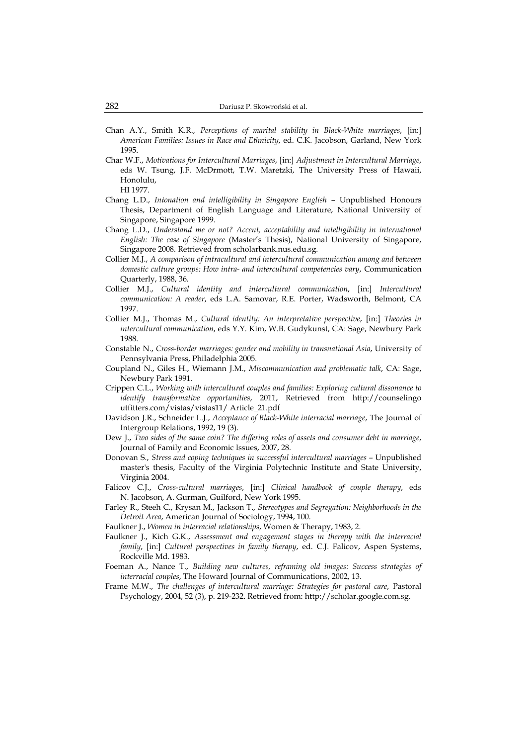Chan A.Y., Smith K.R., *Perceptions of marital stability in Black-White marriages*, [in:] *American Families: Issues in Race and Ethnicity*, ed. C.K. Jacobson, Garland, New York 1995.

Char W.F., *Motivations for Intercultural Marriages*, [in:] *Adjustment in Intercultural Marriage*, eds W. Tsung, J.F. McDrmott, T.W. Maretzki, The University Press of Hawaii, Honolulu, HI 1977.

Chang L.D., *Intonation and intelligibility in Singapore English* – Unpublished Honours Thesis, Department of English Language and Literature, National University of Singapore, Singapore 1999.

Chang L.D., *Understand me or not? Accent, acceptability and intelligibility in international English: The case of Singapore* (Master's Thesis), National University of Singapore, Singapore 2008. Retrieved from scholarbank.nus.edu.sg.

Collier M.J., *A comparison of intracultural and intercultural communication among and between domestic culture groups: How intra- and intercultural competencies vary*, Communication Quarterly, 1988, 36.

Collier M.J., *Cultural identity and intercultural communication*, [in:] *Intercultural communication: A reader*, eds L.A. Samovar, R.E. Porter, Wadsworth, Belmont, CA 1997.

Collier M.J., Thomas M., *Cultural identity: An interpretative perspective*, [in:] *Theories in intercultural communication*, eds Y.Y. Kim, W.B. Gudykunst, CA: Sage, Newbury Park 1988.

Constable N., *Cross-border marriages: gender and mobility in transnational Asia*, University of Pennsylvania Press, Philadelphia 2005.

Coupland N., Giles H., Wiemann J.M., *Miscommunication and problematic talk*, CA: Sage, Newbury Park 1991.

Crippen C.L., *Working with intercultural couples and families: Exploring cultural dissonance to identify transformative opportunities*, 2011, Retrieved from http://counselingoutfitters.com/vistas/vistas11/ Article_21.pdf

Davidson J.R., Schneider L.J., *Acceptance of Black-White interracial marriage*, The Journal of Intergroup Relations, 1992, 19 (3).

Dew J., *Two sides of the same coin? The differing roles of assets and consumer debt in marriage*, Journal of Family and Economic Issues, 2007, 28.

Donovan S., *Stress and coping techniques in successful intercultural marriages* – Unpublished master's thesis, Faculty of the Virginia Polytechnic Institute and State University, Virginia 2004.

Falicov C.J., *Cross-cultural marriages*, [in:] *Clinical handbook of couple therapy*, eds N. Jacobson, A. Gurman, Guilford, New York 1995.

Farley R., Steeh C., Krysan M., Jackson T., *Stereotypes and Segregation: Neighborhoods in the Detroit Area*, American Journal of Sociology, 1994, 100.

Faulkner J., *Women in interracial relationships*, Women & Therapy, 1983, 2.

Faulkner J., Kich G.K., *Assessment and engagement stages in therapy with the interracial family*, [in:] *Cultural perspectives in family therapy*, ed. C.J. Falicov, Aspen Systems, Rockville Md. 1983.

Foeman A., Nance T., *Building new cultures, reframing old images: Success strategies of interracial couples*, The Howard Journal of Communications, 2002, 13.

Frame M.W., *The challenges of intercultural marriage: Strategies for pastoral care*, Pastoral Psychology, 2004, 52 (3), p. 219-232. Retrieved from: http://scholar.google.com.sg.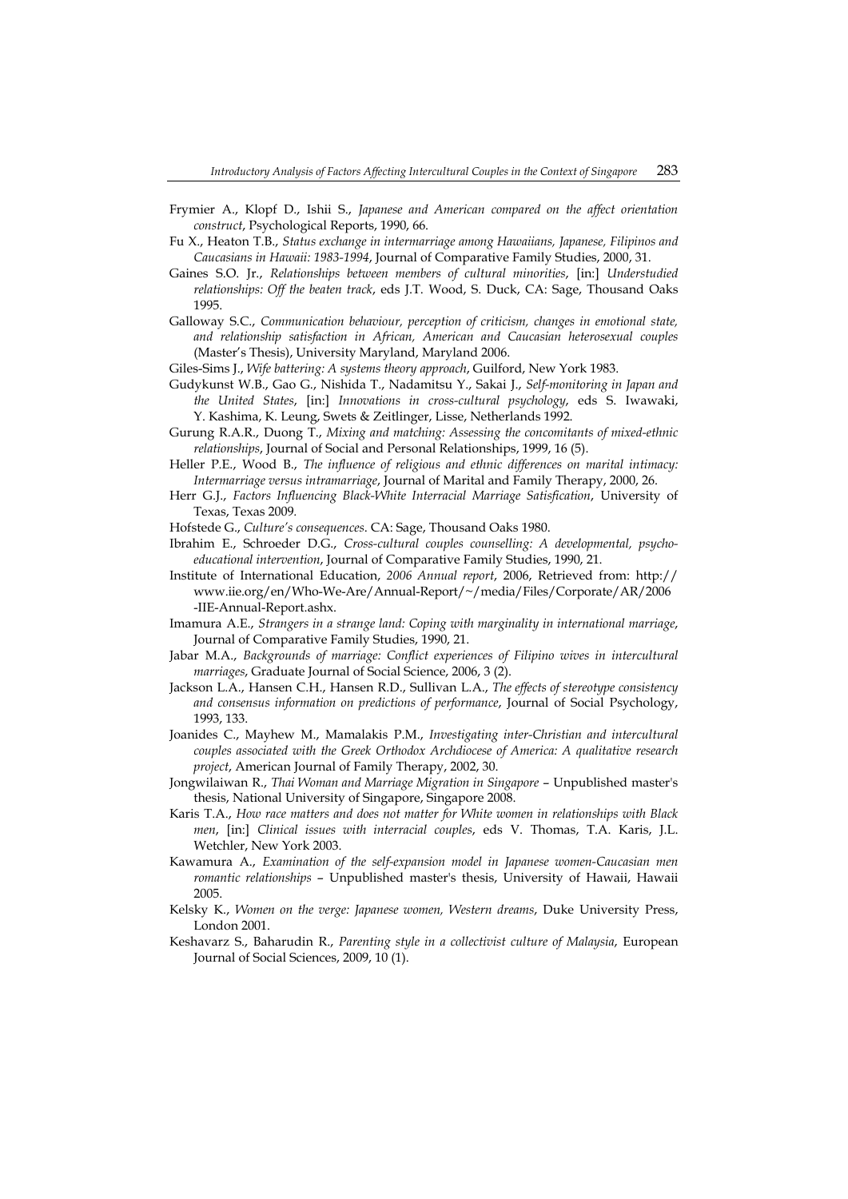Frymier A., Klopf D., Ishii S., *Japanese and American compared on the affect orientation construct*, Psychological Reports, 1990, 66.

Fu X., Heaton T.B., *Status exchange in intermarriage among Hawaiians, Japanese, Filipinos and Caucasians in Hawaii: 1983-1994*, Journal of Comparative Family Studies, 2000, 31.

Gaines S.O. Jr., *Relationships between members of cultural minorities*, [in:] *Understudied relationships: Off the beaten track*, eds J.T. Wood, S. Duck, CA: Sage, Thousand Oaks 1995.

Galloway S.C., *Communication behaviour, perception of criticism, changes in emotional state, and relationship satisfaction in African, American and Caucasian heterosexual couples* (Master's Thesis), University Maryland, Maryland 2006.

Giles-Sims J., *Wife battering: A systems theory approach*, Guilford, New York 1983.

Gudykunst W.B., Gao G., Nishida T., Nadamitsu Y., Sakai J., *Self-monitoring in Japan and the United States*, [in:] *Innovations in cross-cultural psychology*, eds S. Iwawaki, Y. Kashima, K. Leung, Swets & Zeitlinger, Lisse, Netherlands 1992.

Gurung R.A.R., Duong T., *Mixing and matching: Assessing the concomitants of mixed-ethnic relationships*, Journal of Social and Personal Relationships, 1999, 16 (5).

Heller P.E., Wood B., *The influence of religious and ethnic differences on marital intimacy: Intermarriage versus intramarriage*, Journal of Marital and Family Therapy, 2000, 26.

Herr G.J., *Factors Influencing Black-White Interracial Marriage Satisfaction*, University of Texas, Texas 2009.

Hofstede G., *Culture's consequences*. CA: Sage, Thousand Oaks 1980.

Ibrahim E., Schroeder D.G., *Cross-cultural couples counselling: A developmental, psycho-educational intervention*, Journal of Comparative Family Studies, 1990, 21.

Institute of International Education, *2006 Annual report*, 2006, Retrieved from: http://www.iie.org/en/Who-We-Are/Annual-Report/~/media/Files/Corporate/AR/2006-IIE-Annual-Report.ashx.

Imamura A.E., *Strangers in a strange land: Coping with marginality in international marriage*, Journal of Comparative Family Studies, 1990, 21.

Jabar M.A., *Backgrounds of marriage: Conflict experiences of Filipino wives in intercultural marriages*, Graduate Journal of Social Science, 2006, 3 (2).

Jackson L.A., Hansen C.H., Hansen R.D., Sullivan L.A., *The effects of stereotype consistency and consensus information on predictions of performance*, Journal of Social Psychology, 1993, 133.

Joanides C., Mayhew M., Mamalakis P.M., *Investigating inter-Christian and intercultural couples associated with the Greek Orthodox Archdiocese of America: A qualitative research project*, American Journal of Family Therapy, 2002, 30.

Jongwilaiwan R., *Thai Woman and Marriage Migration in Singapore* – Unpublished master's thesis, National University of Singapore, Singapore 2008.

Karis T.A., *How race matters and does not matter for White women in relationships with Black men*, [in:] *Clinical issues with interracial couples*, eds V. Thomas, T.A. Karis, J.L. Wetchler, New York 2003.

Kawamura A., *Examination of the self-expansion model in Japanese women-Caucasian men romantic relationships* – Unpublished master's thesis, University of Hawaii, Hawaii 2005.

Kelsky K., *Women on the verge: Japanese women, Western dreams*, Duke University Press, London 2001.

Keshavarz S., Baharudin R., *Parenting style in a collectivist culture of Malaysia*, European Journal of Social Sciences, 2009, 10 (1).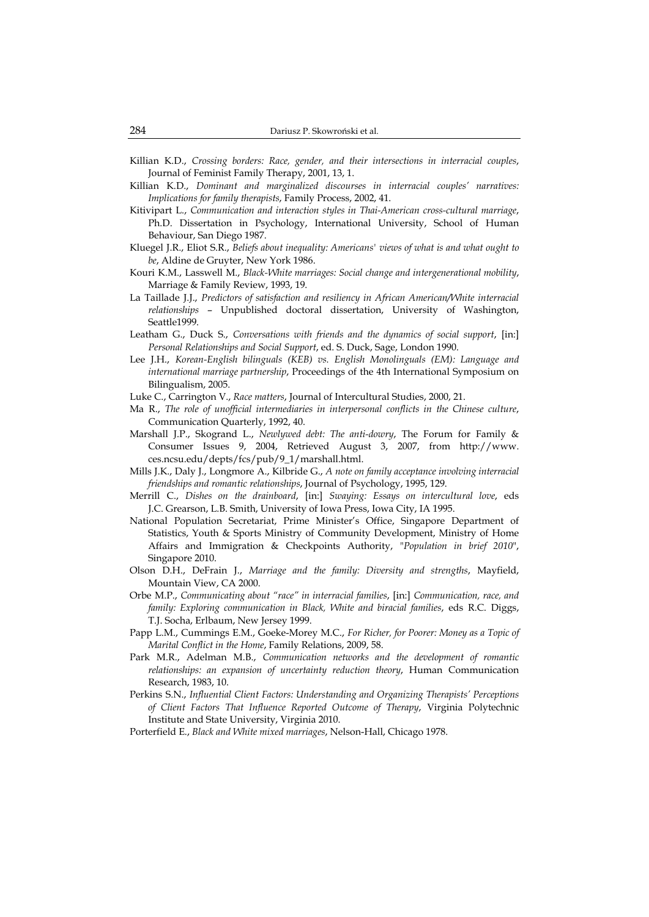Killian K.D., *Crossing borders: Race, gender, and their intersections in interracial couples*, Journal of Feminist Family Therapy, 2001, 13, 1.

Killian K.D., *Dominant and marginalized discourses in interracial couples' narratives: Implications for family therapists*, Family Process, 2002, 41.

Kitivipart L., *Communication and interaction styles in Thai-American cross-cultural marriage*, Ph.D. Dissertation in Psychology, International University, School of Human Behaviour, San Diego 1987.

Kluegel J.R., Eliot S.R., *Beliefs about inequality: Americans' views of what is and what ought to be*, Aldine de Gruyter, New York 1986.

Kouri K.M., Lasswell M., *Black-White marriages: Social change and intergenerational mobility*, Marriage & Family Review, 1993, 19.

La Taillade J.J., *Predictors of satisfaction and resiliency in African American/White interracial relationships* – Unpublished doctoral dissertation, University of Washington, Seattle1999.

Leatham G., Duck S., *Conversations with friends and the dynamics of social support*, [in:] *Personal Relationships and Social Support*, ed. S. Duck, Sage, London 1990.

Lee J.H., *Korean-English bilinguals (KEB) vs. English Monolinguals (EM): Language and international marriage partnership*, Proceedings of the 4th International Symposium on Bilingualism, 2005.

Luke C., Carrington V., *Race matters*, Journal of Intercultural Studies, 2000, 21.

Ma R., *The role of unofficial intermediaries in interpersonal conflicts in the Chinese culture*, Communication Quarterly, 1992, 40.

Marshall J.P., Skogrand L., *Newlywed debt: The anti-dowry*, The Forum for Family & Consumer Issues 9, 2004, Retrieved August 3, 2007, from http://www.ces.ncsu.edu/depts/fcs/pub/9_1/marshall.html.

Mills J.K., Daly J., Longmore A., Kilbride G., *A note on family acceptance involving interracial friendships and romantic relationships*, Journal of Psychology, 1995, 129.

Merrill C., *Dishes on the drainboard*, [in:] *Swaying: Essays on intercultural love*, eds J.C. Grearson, L.B. Smith, University of Iowa Press, Iowa City, IA 1995.

National Population Secretariat, Prime Minister's Office, Singapore Department of Statistics, Youth & Sports Ministry of Community Development, Ministry of Home Affairs and Immigration & Checkpoints Authority, "*Population in brief 2010*", Singapore 2010.

Olson D.H., DeFrain J., *Marriage and the family: Diversity and strengths*, Mayfield, Mountain View, CA 2000.

Orbe M.P., *Communicating about "race" in interracial families*, [in:] *Communication, race, and family: Exploring communication in Black, White and biracial families*, eds R.C. Diggs, T.J. Socha, Erlbaum, New Jersey 1999.

Papp L.M., Cummings E.M., Goeke-Morey M.C., *For Richer, for Poorer: Money as a Topic of Marital Conflict in the Home*, Family Relations, 2009, 58.

Park M.R., Adelman M.B., *Communication networks and the development of romantic relationships: an expansion of uncertainty reduction theory*, Human Communication Research, 1983, 10.

Perkins S.N., *Influential Client Factors: Understanding and Organizing Therapists' Perceptions of Client Factors That Influence Reported Outcome of Therapy*, Virginia Polytechnic Institute and State University, Virginia 2010.

Porterfield E., *Black and White mixed marriages*, Nelson-Hall, Chicago 1978.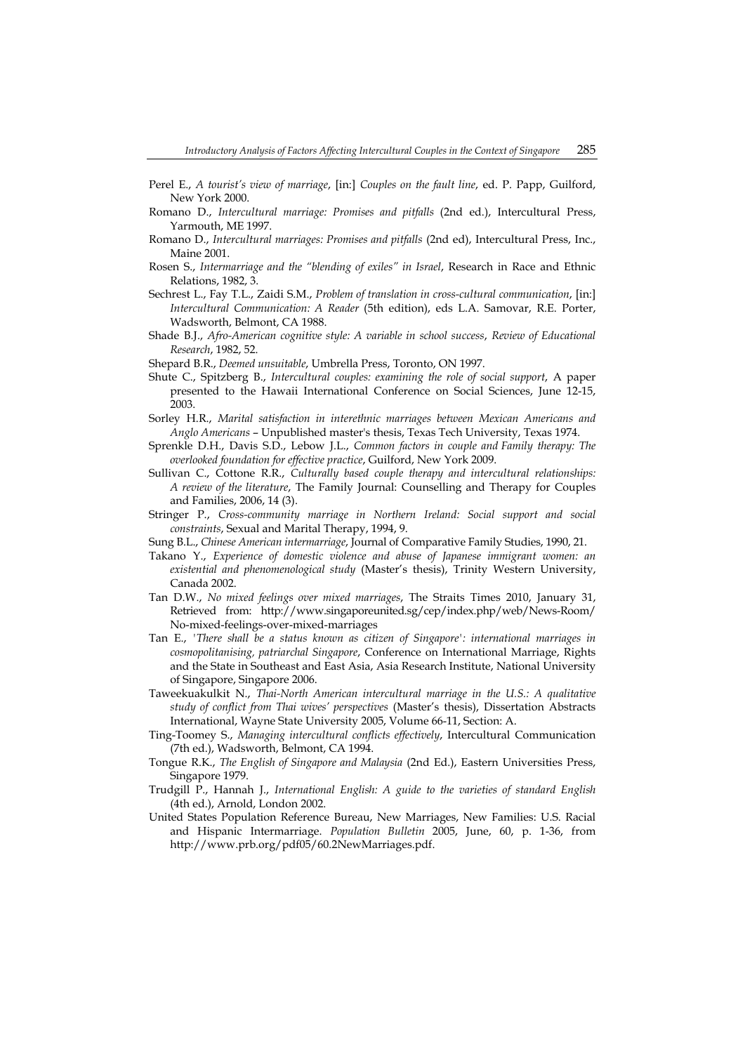Perel E., *A tourist's view of marriage*, [in:] *Couples on the fault line*, ed. P. Papp, Guilford, New York 2000.

Romano D., *Intercultural marriage: Promises and pitfalls* (2nd ed.), Intercultural Press, Yarmouth, ME 1997.

Romano D., *Intercultural marriages: Promises and pitfalls* (2nd ed), Intercultural Press, Inc., Maine 2001.

Rosen S., *Intermarriage and the "blending of exiles" in Israel*, Research in Race and Ethnic Relations, 1982, 3.

Sechrest L., Fay T.L., Zaidi S.M., *Problem of translation in cross-cultural communication*, [in:] *Intercultural Communication: A Reader* (5th edition), eds L.A. Samovar, R.E. Porter, Wadsworth, Belmont, CA 1988.

Shade B.J., *Afro-American cognitive style: A variable in school success*, *Review of Educational Research*, 1982, 52.

Shepard B.R., *Deemed unsuitable*, Umbrella Press, Toronto, ON 1997.

Shute C., Spitzberg B., *Intercultural couples: examining the role of social support*, A paper presented to the Hawaii International Conference on Social Sciences, June 12-15, 2003.

Sorley H.R., *Marital satisfaction in interethnic marriages between Mexican Americans and Anglo Americans* – Unpublished master's thesis, Texas Tech University, Texas 1974.

Sprenkle D.H., Davis S.D., Lebow J.L., *Common factors in couple and Family therapy: The overlooked foundation for effective practice*, Guilford, New York 2009.

Sullivan C., Cottone R.R., *Culturally based couple therapy and intercultural relationships: A review of the literature*, The Family Journal: Counselling and Therapy for Couples and Families, 2006, 14 (3).

Stringer P., *Cross-community marriage in Northern Ireland: Social support and social constraints*, Sexual and Marital Therapy, 1994, 9.

Sung B.L., *Chinese American intermarriage*, Journal of Comparative Family Studies, 1990, 21.

Takano Y., *Experience of domestic violence and abuse of Japanese immigrant women: an existential and phenomenological study* (Master's thesis), Trinity Western University, Canada 2002.

Tan D.W., *No mixed feelings over mixed marriages*, The Straits Times 2010, January 31, Retrieved from: http://www.singaporeunited.sg/cep/index.php/web/News-Room/No-mixed-feelings-over-mixed-marriages

Tan E., *'There shall be a status known as citizen of Singapore': international marriages in cosmopolitanising, patriarchal Singapore*, Conference on International Marriage, Rights and the State in Southeast and East Asia, Asia Research Institute, National University of Singapore, Singapore 2006.

Taweekuakulkit N., *Thai-North American intercultural marriage in the U.S.: A qualitative study of conflict from Thai wives' perspectives* (Master's thesis), Dissertation Abstracts International, Wayne State University 2005, Volume 66-11, Section: A.

Ting-Toomey S., *Managing intercultural conflicts effectively*, Intercultural Communication (7th ed.), Wadsworth, Belmont, CA 1994.

Tongue R.K., *The English of Singapore and Malaysia* (2nd Ed.), Eastern Universities Press, Singapore 1979.

Trudgill P., Hannah J., *International English: A guide to the varieties of standard English* (4th ed.), Arnold, London 2002.

United States Population Reference Bureau, New Marriages, New Families: U.S. Racial and Hispanic Intermarriage. *Population Bulletin* 2005, June, 60, p. 1-36, from http://www.prb.org/pdf05/60.2NewMarriages.pdf.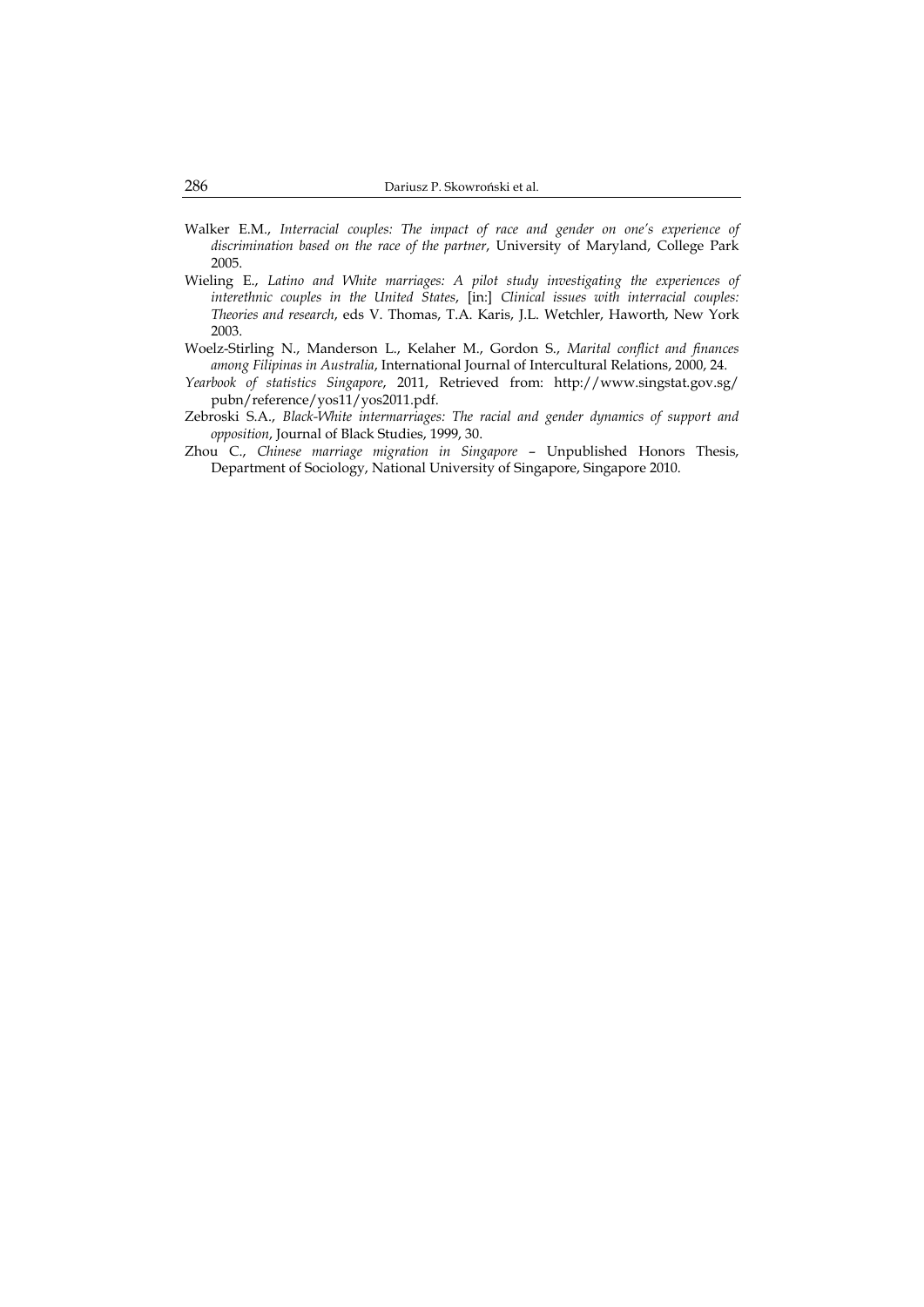Walker E.M., *Interracial couples: The impact of race and gender on one's experience of discrimination based on the race of the partner*, University of Maryland, College Park 2005.

Wieling E., *Latino and White marriages: A pilot study investigating the experiences of interethnic couples in the United States*, [in:] *Clinical issues with interracial couples: Theories and research*, eds V. Thomas, T.A. Karis, J.L. Wetchler, Haworth, New York 2003.

Woelz-Stirling N., Manderson L., Kelaher M., Gordon S., *Marital conflict and finances among Filipinas in Australia*, International Journal of Intercultural Relations, 2000, 24.

*Yearbook of statistics Singapore*, 2011, Retrieved from: http://www.singstat.gov.sg/pubn/reference/yos11/yos2011.pdf.

Zebroski S.A., *Black-White intermarriages: The racial and gender dynamics of support and opposition*, Journal of Black Studies, 1999, 30.

Zhou C., *Chinese marriage migration in Singapore* – Unpublished Honors Thesis, Department of Sociology, National University of Singapore, Singapore 2010.